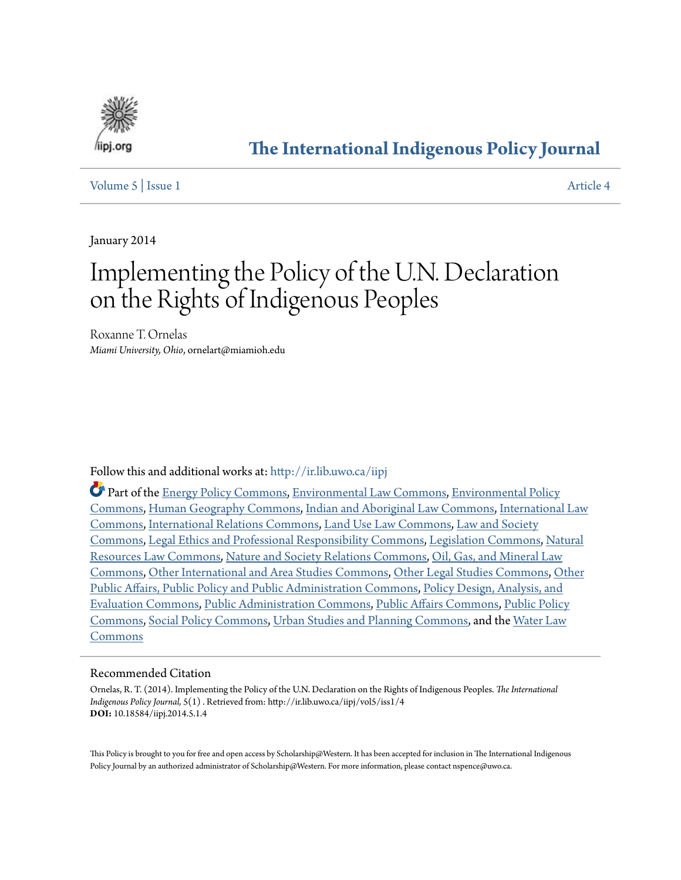# The International Indigenous Policy Journal

Volume 5 | Issue 1 — Article 4

January 2014

# Implementing the Policy of the U.N. Declaration on the Rights of Indigenous Peoples

Roxanne T. Ornelas
*Miami University, Ohio*, ornelart@miamioh.edu

Follow this and additional works at: http://ir.lib.uwo.ca/iipj

Part of the Energy Policy Commons, Environmental Law Commons, Environmental Policy Commons, Human Geography Commons, Indian and Aboriginal Law Commons, International Law Commons, International Relations Commons, Land Use Law Commons, Law and Society Commons, Legal Ethics and Professional Responsibility Commons, Legislation Commons, Natural Resources Law Commons, Nature and Society Relations Commons, Oil, Gas, and Mineral Law Commons, Other International and Area Studies Commons, Other Legal Studies Commons, Other Public Affairs, Public Policy and Public Administration Commons, Policy Design, Analysis, and Evaluation Commons, Public Administration Commons, Public Affairs Commons, Public Policy Commons, Social Policy Commons, Urban Studies and Planning Commons, and the Water Law Commons

## Recommended Citation

Ornelas, R. T. (2014). Implementing the Policy of the U.N. Declaration on the Rights of Indigenous Peoples. *The International Indigenous Policy Journal,* 5(1) . Retrieved from: http://ir.lib.uwo.ca/iipj/vol5/iss1/4
**DOI:** 10.18584/iipj.2014.5.1.4

This Policy is brought to you for free and open access by Scholarship@Western. It has been accepted for inclusion in The International Indigenous Policy Journal by an authorized administrator of Scholarship@Western. For more information, please contact nspence@uwo.ca.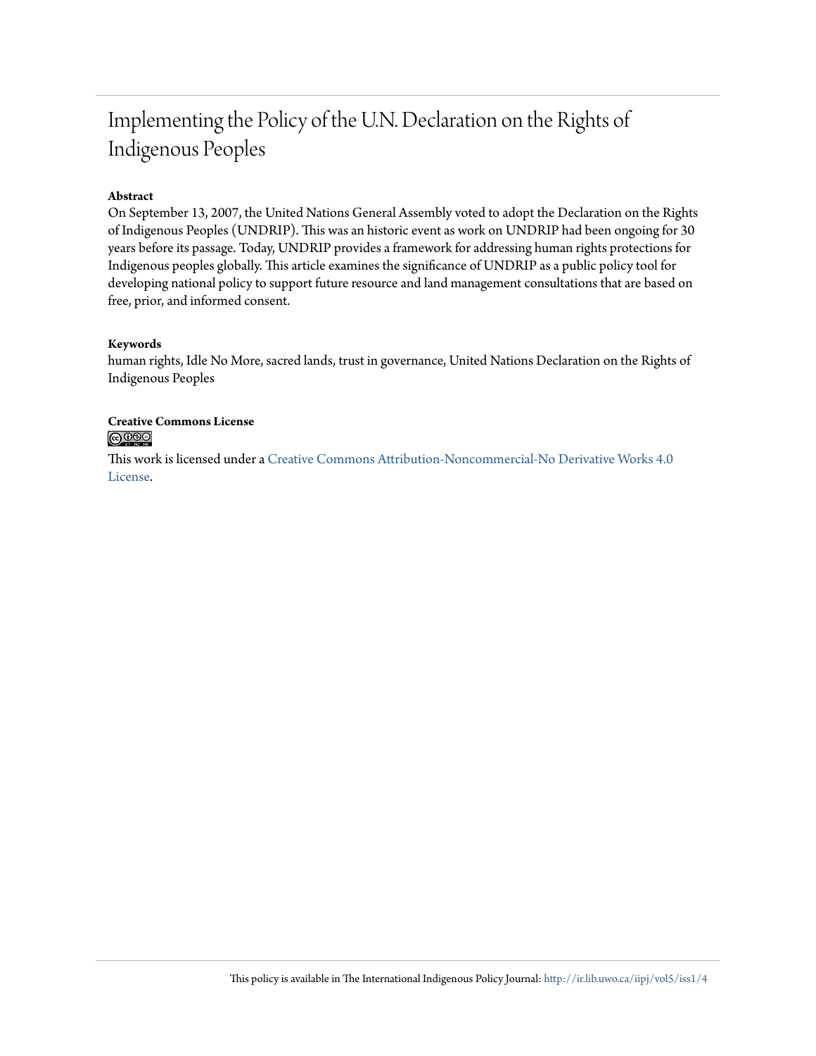# Implementing the Policy of the U.N. Declaration on the Rights of Indigenous Peoples

**Abstract**

On September 13, 2007, the United Nations General Assembly voted to adopt the Declaration on the Rights of Indigenous Peoples (UNDRIP). This was an historic event as work on UNDRIP had been ongoing for 30 years before its passage. Today, UNDRIP provides a framework for addressing human rights protections for Indigenous peoples globally. This article examines the significance of UNDRIP as a public policy tool for developing national policy to support future resource and land management consultations that are based on free, prior, and informed consent.

**Keywords**

human rights, Idle No More, sacred lands, trust in governance, United Nations Declaration on the Rights of Indigenous Peoples

**Creative Commons License**

This work is licensed under a Creative Commons Attribution-Noncommercial-No Derivative Works 4.0 License.

This policy is available in The International Indigenous Policy Journal: http://ir.lib.uwo.ca/iipj/vol5/iss1/4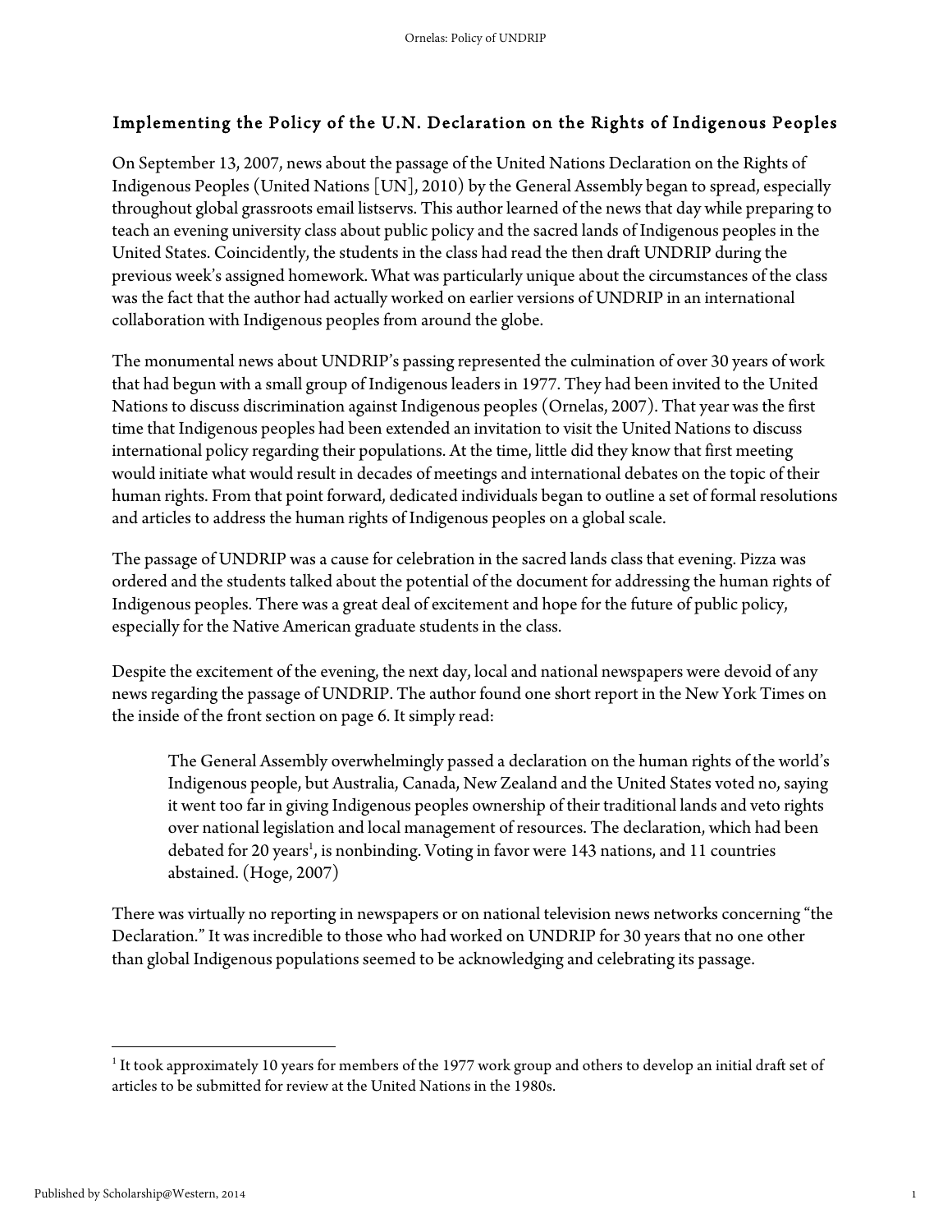## Implementing the Policy of the U.N. Declaration on the Rights of Indigenous Peoples

On September 13, 2007, news about the passage of the United Nations Declaration on the Rights of Indigenous Peoples (United Nations [UN], 2010) by the General Assembly began to spread, especially throughout global grassroots email listservs. This author learned of the news that day while preparing to teach an evening university class about public policy and the sacred lands of Indigenous peoples in the United States. Coincidently, the students in the class had read the then draft UNDRIP during the previous week's assigned homework. What was particularly unique about the circumstances of the class was the fact that the author had actually worked on earlier versions of UNDRIP in an international collaboration with Indigenous peoples from around the globe.

The monumental news about UNDRIP's passing represented the culmination of over 30 years of work that had begun with a small group of Indigenous leaders in 1977. They had been invited to the United Nations to discuss discrimination against Indigenous peoples (Ornelas, 2007). That year was the first time that Indigenous peoples had been extended an invitation to visit the United Nations to discuss international policy regarding their populations. At the time, little did they know that first meeting would initiate what would result in decades of meetings and international debates on the topic of their human rights. From that point forward, dedicated individuals began to outline a set of formal resolutions and articles to address the human rights of Indigenous peoples on a global scale.

The passage of UNDRIP was a cause for celebration in the sacred lands class that evening. Pizza was ordered and the students talked about the potential of the document for addressing the human rights of Indigenous peoples. There was a great deal of excitement and hope for the future of public policy, especially for the Native American graduate students in the class.

Despite the excitement of the evening, the next day, local and national newspapers were devoid of any news regarding the passage of UNDRIP. The author found one short report in the New York Times on the inside of the front section on page 6. It simply read:

> The General Assembly overwhelmingly passed a declaration on the human rights of the world's Indigenous people, but Australia, Canada, New Zealand and the United States voted no, saying it went too far in giving Indigenous peoples ownership of their traditional lands and veto rights over national legislation and local management of resources. The declaration, which had been debated for 20 years[1], is nonbinding. Voting in favor were 143 nations, and 11 countries abstained. (Hoge, 2007)

There was virtually no reporting in newspapers or on national television news networks concerning "the Declaration." It was incredible to those who had worked on UNDRIP for 30 years that no one other than global Indigenous populations seemed to be acknowledging and celebrating its passage.

[1] It took approximately 10 years for members of the 1977 work group and others to develop an initial draft set of articles to be submitted for review at the United Nations in the 1980s.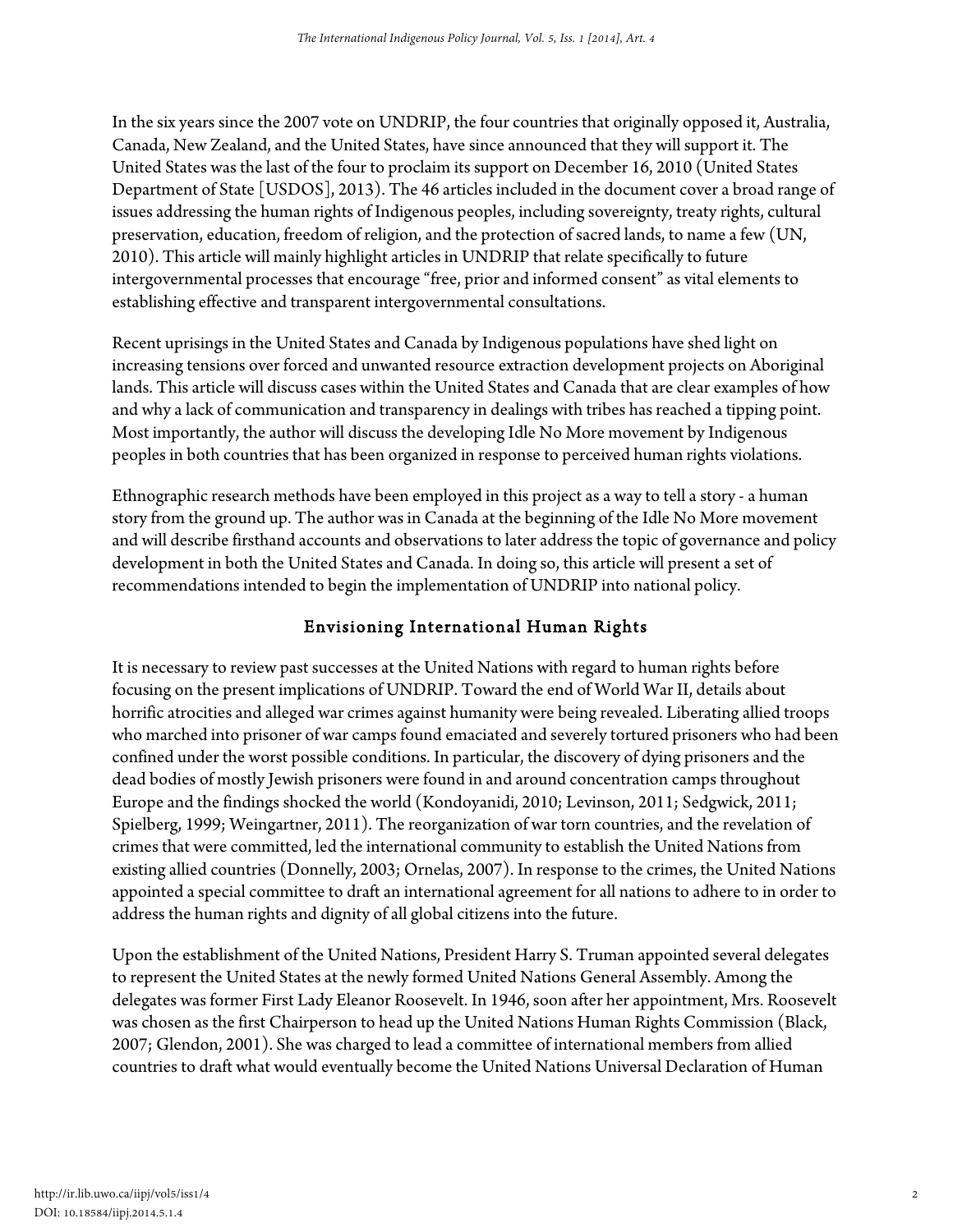In the six years since the 2007 vote on UNDRIP, the four countries that originally opposed it, Australia, Canada, New Zealand, and the United States, have since announced that they will support it. The United States was the last of the four to proclaim its support on December 16, 2010 (United States Department of State [USDOS], 2013). The 46 articles included in the document cover a broad range of issues addressing the human rights of Indigenous peoples, including sovereignty, treaty rights, cultural preservation, education, freedom of religion, and the protection of sacred lands, to name a few (UN, 2010). This article will mainly highlight articles in UNDRIP that relate specifically to future intergovernmental processes that encourage "free, prior and informed consent" as vital elements to establishing effective and transparent intergovernmental consultations.

Recent uprisings in the United States and Canada by Indigenous populations have shed light on increasing tensions over forced and unwanted resource extraction development projects on Aboriginal lands. This article will discuss cases within the United States and Canada that are clear examples of how and why a lack of communication and transparency in dealings with tribes has reached a tipping point. Most importantly, the author will discuss the developing Idle No More movement by Indigenous peoples in both countries that has been organized in response to perceived human rights violations.

Ethnographic research methods have been employed in this project as a way to tell a story - a human story from the ground up. The author was in Canada at the beginning of the Idle No More movement and will describe firsthand accounts and observations to later address the topic of governance and policy development in both the United States and Canada. In doing so, this article will present a set of recommendations intended to begin the implementation of UNDRIP into national policy.

## Envisioning International Human Rights

It is necessary to review past successes at the United Nations with regard to human rights before focusing on the present implications of UNDRIP. Toward the end of World War II, details about horrific atrocities and alleged war crimes against humanity were being revealed. Liberating allied troops who marched into prisoner of war camps found emaciated and severely tortured prisoners who had been confined under the worst possible conditions. In particular, the discovery of dying prisoners and the dead bodies of mostly Jewish prisoners were found in and around concentration camps throughout Europe and the findings shocked the world (Kondoyanidi, 2010; Levinson, 2011; Sedgwick, 2011; Spielberg, 1999; Weingartner, 2011). The reorganization of war torn countries, and the revelation of crimes that were committed, led the international community to establish the United Nations from existing allied countries (Donnelly, 2003; Ornelas, 2007). In response to the crimes, the United Nations appointed a special committee to draft an international agreement for all nations to adhere to in order to address the human rights and dignity of all global citizens into the future.

Upon the establishment of the United Nations, President Harry S. Truman appointed several delegates to represent the United States at the newly formed United Nations General Assembly. Among the delegates was former First Lady Eleanor Roosevelt. In 1946, soon after her appointment, Mrs. Roosevelt was chosen as the first Chairperson to head up the United Nations Human Rights Commission (Black, 2007; Glendon, 2001). She was charged to lead a committee of international members from allied countries to draft what would eventually become the United Nations Universal Declaration of Human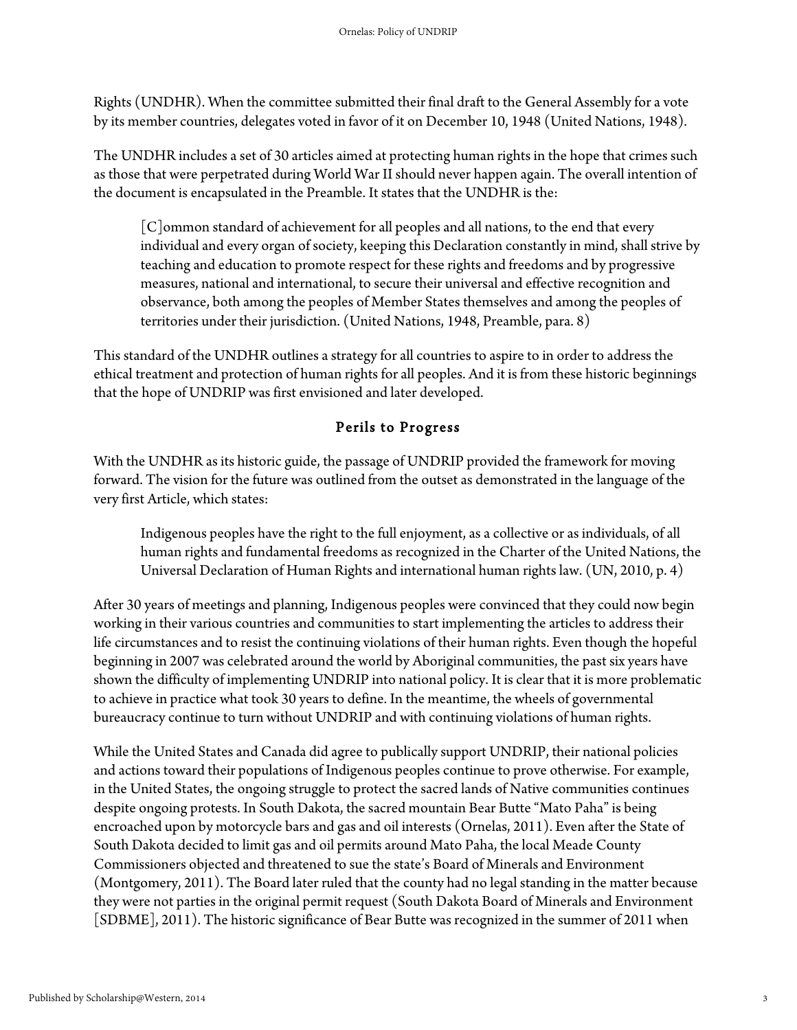Rights (UNDHR). When the committee submitted their final draft to the General Assembly for a vote by its member countries, delegates voted in favor of it on December 10, 1948 (United Nations, 1948).

The UNDHR includes a set of 30 articles aimed at protecting human rights in the hope that crimes such as those that were perpetrated during World War II should never happen again. The overall intention of the document is encapsulated in the Preamble. It states that the UNDHR is the:

> [C]ommon standard of achievement for all peoples and all nations, to the end that every individual and every organ of society, keeping this Declaration constantly in mind, shall strive by teaching and education to promote respect for these rights and freedoms and by progressive measures, national and international, to secure their universal and effective recognition and observance, both among the peoples of Member States themselves and among the peoples of territories under their jurisdiction. (United Nations, 1948, Preamble, para. 8)

This standard of the UNDHR outlines a strategy for all countries to aspire to in order to address the ethical treatment and protection of human rights for all peoples. And it is from these historic beginnings that the hope of UNDRIP was first envisioned and later developed.

## Perils to Progress

With the UNDHR as its historic guide, the passage of UNDRIP provided the framework for moving forward. The vision for the future was outlined from the outset as demonstrated in the language of the very first Article, which states:

> Indigenous peoples have the right to the full enjoyment, as a collective or as individuals, of all human rights and fundamental freedoms as recognized in the Charter of the United Nations, the Universal Declaration of Human Rights and international human rights law. (UN, 2010, p. 4)

After 30 years of meetings and planning, Indigenous peoples were convinced that they could now begin working in their various countries and communities to start implementing the articles to address their life circumstances and to resist the continuing violations of their human rights. Even though the hopeful beginning in 2007 was celebrated around the world by Aboriginal communities, the past six years have shown the difficulty of implementing UNDRIP into national policy. It is clear that it is more problematic to achieve in practice what took 30 years to define. In the meantime, the wheels of governmental bureaucracy continue to turn without UNDRIP and with continuing violations of human rights.

While the United States and Canada did agree to publically support UNDRIP, their national policies and actions toward their populations of Indigenous peoples continue to prove otherwise. For example, in the United States, the ongoing struggle to protect the sacred lands of Native communities continues despite ongoing protests. In South Dakota, the sacred mountain Bear Butte "Mato Paha" is being encroached upon by motorcycle bars and gas and oil interests (Ornelas, 2011). Even after the State of South Dakota decided to limit gas and oil permits around Mato Paha, the local Meade County Commissioners objected and threatened to sue the state's Board of Minerals and Environment (Montgomery, 2011). The Board later ruled that the county had no legal standing in the matter because they were not parties in the original permit request (South Dakota Board of Minerals and Environment [SDBME], 2011). The historic significance of Bear Butte was recognized in the summer of 2011 when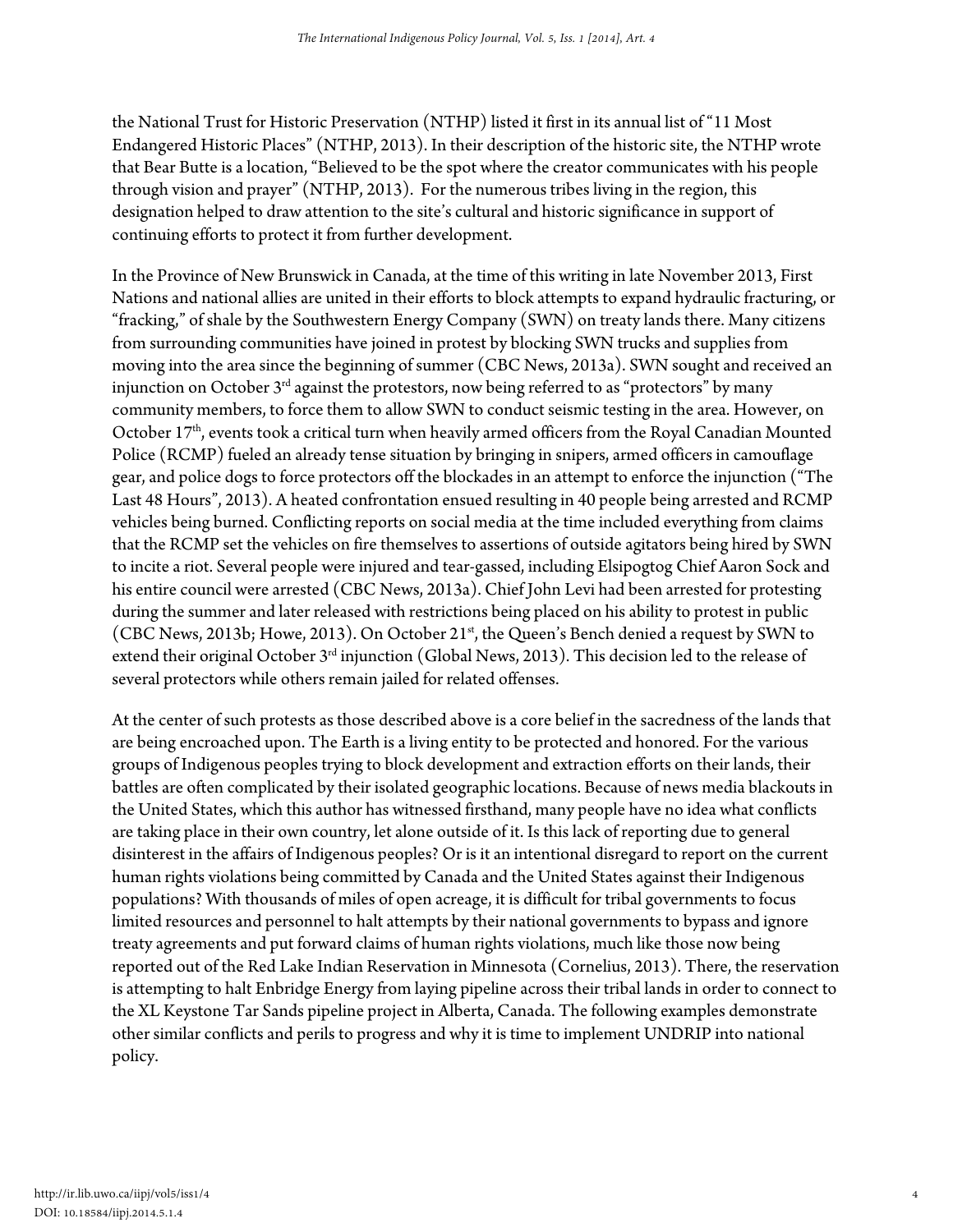the National Trust for Historic Preservation (NTHP) listed it first in its annual list of "11 Most Endangered Historic Places" (NTHP, 2013). In their description of the historic site, the NTHP wrote that Bear Butte is a location, "Believed to be the spot where the creator communicates with his people through vision and prayer" (NTHP, 2013). For the numerous tribes living in the region, this designation helped to draw attention to the site's cultural and historic significance in support of continuing efforts to protect it from further development.

In the Province of New Brunswick in Canada, at the time of this writing in late November 2013, First Nations and national allies are united in their efforts to block attempts to expand hydraulic fracturing, or "fracking," of shale by the Southwestern Energy Company (SWN) on treaty lands there. Many citizens from surrounding communities have joined in protest by blocking SWN trucks and supplies from moving into the area since the beginning of summer (CBC News, 2013a). SWN sought and received an injunction on October 3rd against the protestors, now being referred to as "protectors" by many community members, to force them to allow SWN to conduct seismic testing in the area. However, on October 17th, events took a critical turn when heavily armed officers from the Royal Canadian Mounted Police (RCMP) fueled an already tense situation by bringing in snipers, armed officers in camouflage gear, and police dogs to force protectors off the blockades in an attempt to enforce the injunction ("The Last 48 Hours", 2013). A heated confrontation ensued resulting in 40 people being arrested and RCMP vehicles being burned. Conflicting reports on social media at the time included everything from claims that the RCMP set the vehicles on fire themselves to assertions of outside agitators being hired by SWN to incite a riot. Several people were injured and tear-gassed, including Elsipogtog Chief Aaron Sock and his entire council were arrested (CBC News, 2013a). Chief John Levi had been arrested for protesting during the summer and later released with restrictions being placed on his ability to protest in public (CBC News, 2013b; Howe, 2013). On October 21st, the Queen's Bench denied a request by SWN to extend their original October 3rd injunction (Global News, 2013). This decision led to the release of several protectors while others remain jailed for related offenses.

At the center of such protests as those described above is a core belief in the sacredness of the lands that are being encroached upon. The Earth is a living entity to be protected and honored. For the various groups of Indigenous peoples trying to block development and extraction efforts on their lands, their battles are often complicated by their isolated geographic locations. Because of news media blackouts in the United States, which this author has witnessed firsthand, many people have no idea what conflicts are taking place in their own country, let alone outside of it. Is this lack of reporting due to general disinterest in the affairs of Indigenous peoples? Or is it an intentional disregard to report on the current human rights violations being committed by Canada and the United States against their Indigenous populations? With thousands of miles of open acreage, it is difficult for tribal governments to focus limited resources and personnel to halt attempts by their national governments to bypass and ignore treaty agreements and put forward claims of human rights violations, much like those now being reported out of the Red Lake Indian Reservation in Minnesota (Cornelius, 2013). There, the reservation is attempting to halt Enbridge Energy from laying pipeline across their tribal lands in order to connect to the XL Keystone Tar Sands pipeline project in Alberta, Canada. The following examples demonstrate other similar conflicts and perils to progress and why it is time to implement UNDRIP into national policy.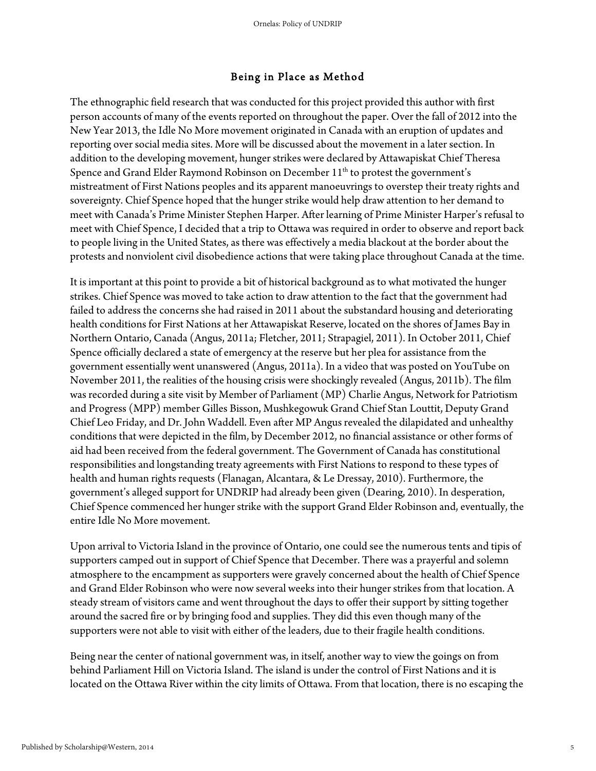## Being in Place as Method

The ethnographic field research that was conducted for this project provided this author with first person accounts of many of the events reported on throughout the paper. Over the fall of 2012 into the New Year 2013, the Idle No More movement originated in Canada with an eruption of updates and reporting over social media sites. More will be discussed about the movement in a later section. In addition to the developing movement, hunger strikes were declared by Attawapiskat Chief Theresa Spence and Grand Elder Raymond Robinson on December 11th to protest the government's mistreatment of First Nations peoples and its apparent manoeuvrings to overstep their treaty rights and sovereignty. Chief Spence hoped that the hunger strike would help draw attention to her demand to meet with Canada's Prime Minister Stephen Harper. After learning of Prime Minister Harper's refusal to meet with Chief Spence, I decided that a trip to Ottawa was required in order to observe and report back to people living in the United States, as there was effectively a media blackout at the border about the protests and nonviolent civil disobedience actions that were taking place throughout Canada at the time.

It is important at this point to provide a bit of historical background as to what motivated the hunger strikes. Chief Spence was moved to take action to draw attention to the fact that the government had failed to address the concerns she had raised in 2011 about the substandard housing and deteriorating health conditions for First Nations at her Attawapiskat Reserve, located on the shores of James Bay in Northern Ontario, Canada (Angus, 2011a; Fletcher, 2011; Strapagiel, 2011). In October 2011, Chief Spence officially declared a state of emergency at the reserve but her plea for assistance from the government essentially went unanswered (Angus, 2011a). In a video that was posted on YouTube on November 2011, the realities of the housing crisis were shockingly revealed (Angus, 2011b). The film was recorded during a site visit by Member of Parliament (MP) Charlie Angus, Network for Patriotism and Progress (MPP) member Gilles Bisson, Mushkegowuk Grand Chief Stan Louttit, Deputy Grand Chief Leo Friday, and Dr. John Waddell. Even after MP Angus revealed the dilapidated and unhealthy conditions that were depicted in the film, by December 2012, no financial assistance or other forms of aid had been received from the federal government. The Government of Canada has constitutional responsibilities and longstanding treaty agreements with First Nations to respond to these types of health and human rights requests (Flanagan, Alcantara, & Le Dressay, 2010). Furthermore, the government's alleged support for UNDRIP had already been given (Dearing, 2010). In desperation, Chief Spence commenced her hunger strike with the support Grand Elder Robinson and, eventually, the entire Idle No More movement.

Upon arrival to Victoria Island in the province of Ontario, one could see the numerous tents and tipis of supporters camped out in support of Chief Spence that December. There was a prayerful and solemn atmosphere to the encampment as supporters were gravely concerned about the health of Chief Spence and Grand Elder Robinson who were now several weeks into their hunger strikes from that location. A steady stream of visitors came and went throughout the days to offer their support by sitting together around the sacred fire or by bringing food and supplies. They did this even though many of the supporters were not able to visit with either of the leaders, due to their fragile health conditions.

Being near the center of national government was, in itself, another way to view the goings on from behind Parliament Hill on Victoria Island. The island is under the control of First Nations and it is located on the Ottawa River within the city limits of Ottawa. From that location, there is no escaping the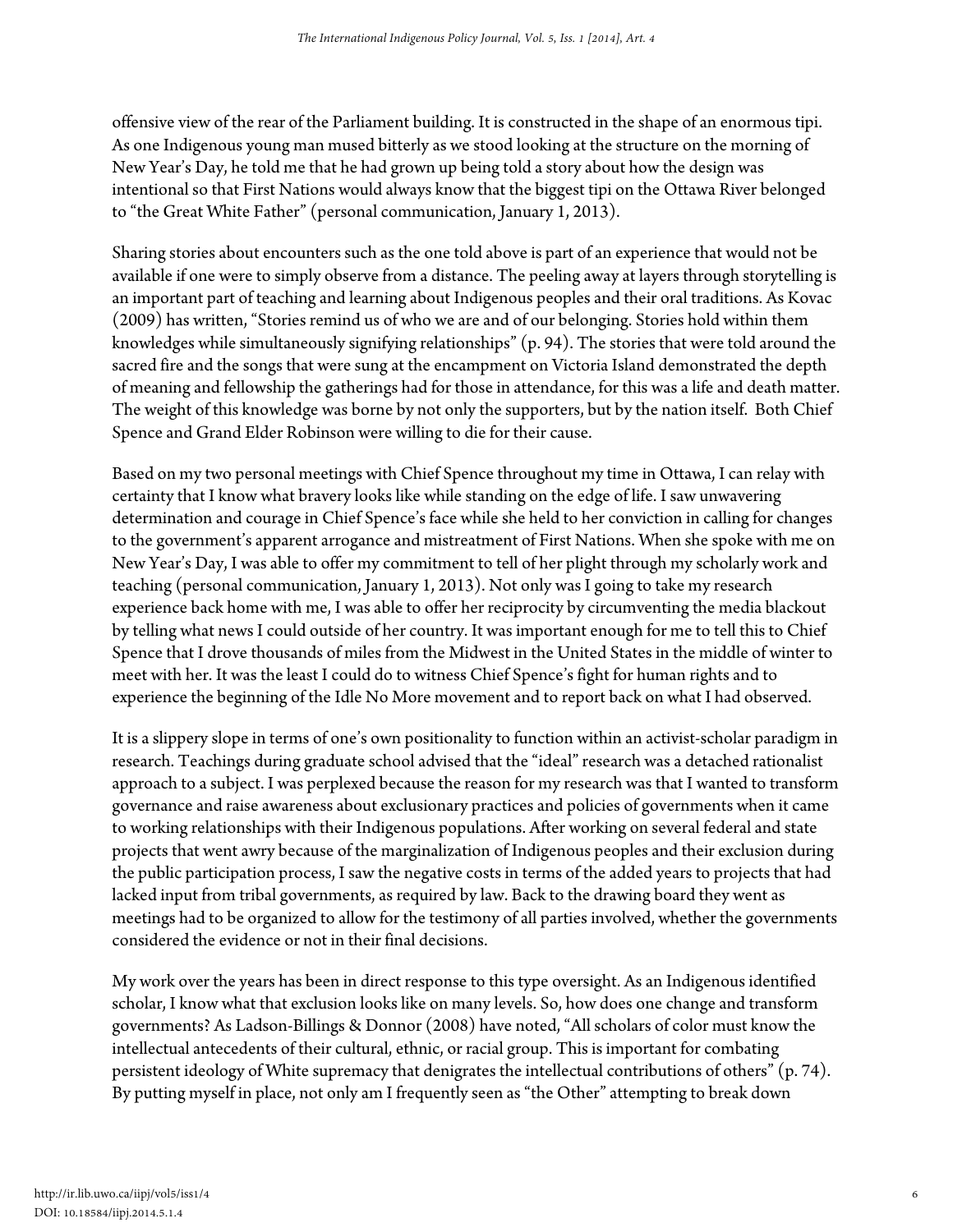offensive view of the rear of the Parliament building. It is constructed in the shape of an enormous tipi. As one Indigenous young man mused bitterly as we stood looking at the structure on the morning of New Year's Day, he told me that he had grown up being told a story about how the design was intentional so that First Nations would always know that the biggest tipi on the Ottawa River belonged to "the Great White Father" (personal communication, January 1, 2013).

Sharing stories about encounters such as the one told above is part of an experience that would not be available if one were to simply observe from a distance. The peeling away at layers through storytelling is an important part of teaching and learning about Indigenous peoples and their oral traditions. As Kovac (2009) has written, "Stories remind us of who we are and of our belonging. Stories hold within them knowledges while simultaneously signifying relationships" (p. 94). The stories that were told around the sacred fire and the songs that were sung at the encampment on Victoria Island demonstrated the depth of meaning and fellowship the gatherings had for those in attendance, for this was a life and death matter. The weight of this knowledge was borne by not only the supporters, but by the nation itself. Both Chief Spence and Grand Elder Robinson were willing to die for their cause.

Based on my two personal meetings with Chief Spence throughout my time in Ottawa, I can relay with certainty that I know what bravery looks like while standing on the edge of life. I saw unwavering determination and courage in Chief Spence's face while she held to her conviction in calling for changes to the government's apparent arrogance and mistreatment of First Nations. When she spoke with me on New Year's Day, I was able to offer my commitment to tell of her plight through my scholarly work and teaching (personal communication, January 1, 2013). Not only was I going to take my research experience back home with me, I was able to offer her reciprocity by circumventing the media blackout by telling what news I could outside of her country. It was important enough for me to tell this to Chief Spence that I drove thousands of miles from the Midwest in the United States in the middle of winter to meet with her. It was the least I could do to witness Chief Spence's fight for human rights and to experience the beginning of the Idle No More movement and to report back on what I had observed.

It is a slippery slope in terms of one's own positionality to function within an activist-scholar paradigm in research. Teachings during graduate school advised that the "ideal" research was a detached rationalist approach to a subject. I was perplexed because the reason for my research was that I wanted to transform governance and raise awareness about exclusionary practices and policies of governments when it came to working relationships with their Indigenous populations. After working on several federal and state projects that went awry because of the marginalization of Indigenous peoples and their exclusion during the public participation process, I saw the negative costs in terms of the added years to projects that had lacked input from tribal governments, as required by law. Back to the drawing board they went as meetings had to be organized to allow for the testimony of all parties involved, whether the governments considered the evidence or not in their final decisions.

My work over the years has been in direct response to this type oversight. As an Indigenous identified scholar, I know what that exclusion looks like on many levels. So, how does one change and transform governments? As Ladson-Billings & Donnor (2008) have noted, "All scholars of color must know the intellectual antecedents of their cultural, ethnic, or racial group. This is important for combating persistent ideology of White supremacy that denigrates the intellectual contributions of others" (p. 74). By putting myself in place, not only am I frequently seen as "the Other" attempting to break down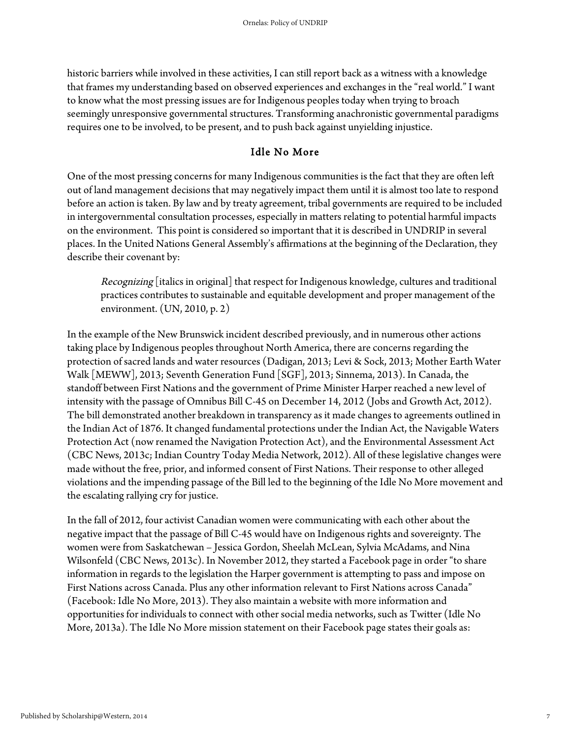historic barriers while involved in these activities, I can still report back as a witness with a knowledge that frames my understanding based on observed experiences and exchanges in the "real world." I want to know what the most pressing issues are for Indigenous peoples today when trying to broach seemingly unresponsive governmental structures. Transforming anachronistic governmental paradigms requires one to be involved, to be present, and to push back against unyielding injustice.

## Idle No More

One of the most pressing concerns for many Indigenous communities is the fact that they are often left out of land management decisions that may negatively impact them until it is almost too late to respond before an action is taken. By law and by treaty agreement, tribal governments are required to be included in intergovernmental consultation processes, especially in matters relating to potential harmful impacts on the environment. This point is considered so important that it is described in UNDRIP in several places. In the United Nations General Assembly's affirmations at the beginning of the Declaration, they describe their covenant by:

> *Recognizing* [italics in original] that respect for Indigenous knowledge, cultures and traditional practices contributes to sustainable and equitable development and proper management of the environment. (UN, 2010, p. 2)

In the example of the New Brunswick incident described previously, and in numerous other actions taking place by Indigenous peoples throughout North America, there are concerns regarding the protection of sacred lands and water resources (Dadigan, 2013; Levi & Sock, 2013; Mother Earth Water Walk [MEWW], 2013; Seventh Generation Fund [SGF], 2013; Sinnema, 2013). In Canada, the standoff between First Nations and the government of Prime Minister Harper reached a new level of intensity with the passage of Omnibus Bill C-45 on December 14, 2012 (Jobs and Growth Act, 2012). The bill demonstrated another breakdown in transparency as it made changes to agreements outlined in the Indian Act of 1876. It changed fundamental protections under the Indian Act, the Navigable Waters Protection Act (now renamed the Navigation Protection Act), and the Environmental Assessment Act (CBC News, 2013c; Indian Country Today Media Network, 2012). All of these legislative changes were made without the free, prior, and informed consent of First Nations. Their response to other alleged violations and the impending passage of the Bill led to the beginning of the Idle No More movement and the escalating rallying cry for justice.

In the fall of 2012, four activist Canadian women were communicating with each other about the negative impact that the passage of Bill C-45 would have on Indigenous rights and sovereignty. The women were from Saskatchewan – Jessica Gordon, Sheelah McLean, Sylvia McAdams, and Nina Wilsonfeld (CBC News, 2013c). In November 2012, they started a Facebook page in order "to share information in regards to the legislation the Harper government is attempting to pass and impose on First Nations across Canada. Plus any other information relevant to First Nations across Canada" (Facebook: Idle No More, 2013). They also maintain a website with more information and opportunities for individuals to connect with other social media networks, such as Twitter (Idle No More, 2013a). The Idle No More mission statement on their Facebook page states their goals as: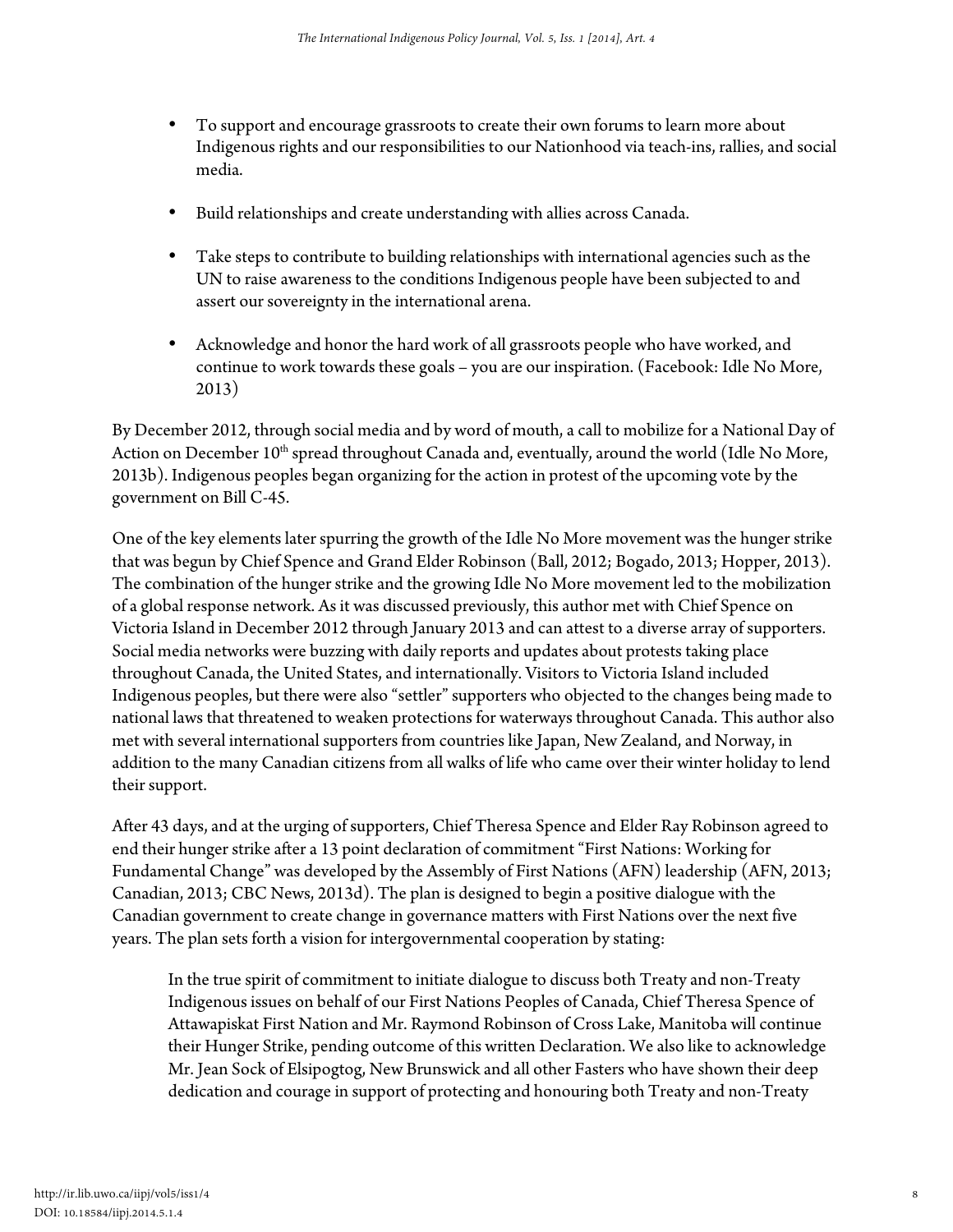- To support and encourage grassroots to create their own forums to learn more about Indigenous rights and our responsibilities to our Nationhood via teach-ins, rallies, and social media.

- Build relationships and create understanding with allies across Canada.

- Take steps to contribute to building relationships with international agencies such as the UN to raise awareness to the conditions Indigenous people have been subjected to and assert our sovereignty in the international arena.

- Acknowledge and honor the hard work of all grassroots people who have worked, and continue to work towards these goals – you are our inspiration. (Facebook: Idle No More, 2013)

By December 2012, through social media and by word of mouth, a call to mobilize for a National Day of Action on December 10th spread throughout Canada and, eventually, around the world (Idle No More, 2013b). Indigenous peoples began organizing for the action in protest of the upcoming vote by the government on Bill C-45.

One of the key elements later spurring the growth of the Idle No More movement was the hunger strike that was begun by Chief Spence and Grand Elder Robinson (Ball, 2012; Bogado, 2013; Hopper, 2013). The combination of the hunger strike and the growing Idle No More movement led to the mobilization of a global response network. As it was discussed previously, this author met with Chief Spence on Victoria Island in December 2012 through January 2013 and can attest to a diverse array of supporters. Social media networks were buzzing with daily reports and updates about protests taking place throughout Canada, the United States, and internationally. Visitors to Victoria Island included Indigenous peoples, but there were also "settler" supporters who objected to the changes being made to national laws that threatened to weaken protections for waterways throughout Canada. This author also met with several international supporters from countries like Japan, New Zealand, and Norway, in addition to the many Canadian citizens from all walks of life who came over their winter holiday to lend their support.

After 43 days, and at the urging of supporters, Chief Theresa Spence and Elder Ray Robinson agreed to end their hunger strike after a 13 point declaration of commitment "First Nations: Working for Fundamental Change" was developed by the Assembly of First Nations (AFN) leadership (AFN, 2013; Canadian, 2013; CBC News, 2013d). The plan is designed to begin a positive dialogue with the Canadian government to create change in governance matters with First Nations over the next five years. The plan sets forth a vision for intergovernmental cooperation by stating:

> In the true spirit of commitment to initiate dialogue to discuss both Treaty and non-Treaty Indigenous issues on behalf of our First Nations Peoples of Canada, Chief Theresa Spence of Attawapiskat First Nation and Mr. Raymond Robinson of Cross Lake, Manitoba will continue their Hunger Strike, pending outcome of this written Declaration. We also like to acknowledge Mr. Jean Sock of Elsipogtog, New Brunswick and all other Fasters who have shown their deep dedication and courage in support of protecting and honouring both Treaty and non-Treaty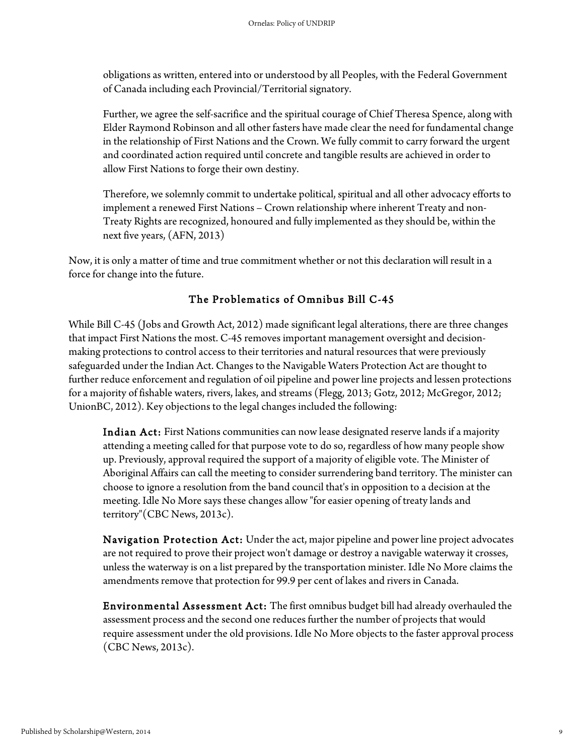> obligations as written, entered into or understood by all Peoples, with the Federal Government of Canada including each Provincial/Territorial signatory.
>
> Further, we agree the self-sacrifice and the spiritual courage of Chief Theresa Spence, along with Elder Raymond Robinson and all other fasters have made clear the need for fundamental change in the relationship of First Nations and the Crown. We fully commit to carry forward the urgent and coordinated action required until concrete and tangible results are achieved in order to allow First Nations to forge their own destiny.
>
> Therefore, we solemnly commit to undertake political, spiritual and all other advocacy efforts to implement a renewed First Nations – Crown relationship where inherent Treaty and non-Treaty Rights are recognized, honoured and fully implemented as they should be, within the next five years, (AFN, 2013)

Now, it is only a matter of time and true commitment whether or not this declaration will result in a force for change into the future.

## The Problematics of Omnibus Bill C-45

While Bill C-45 (Jobs and Growth Act, 2012) made significant legal alterations, there are three changes that impact First Nations the most. C-45 removes important management oversight and decision-making protections to control access to their territories and natural resources that were previously safeguarded under the Indian Act. Changes to the Navigable Waters Protection Act are thought to further reduce enforcement and regulation of oil pipeline and power line projects and lessen protections for a majority of fishable waters, rivers, lakes, and streams (Flegg, 2013; Gotz, 2012; McGregor, 2012; UnionBC, 2012). Key objections to the legal changes included the following:

> **Indian Act:** First Nations communities can now lease designated reserve lands if a majority attending a meeting called for that purpose vote to do so, regardless of how many people show up. Previously, approval required the support of a majority of eligible vote. The Minister of Aboriginal Affairs can call the meeting to consider surrendering band territory. The minister can choose to ignore a resolution from the band council that's in opposition to a decision at the meeting. Idle No More says these changes allow "for easier opening of treaty lands and territory"(CBC News, 2013c).
>
> **Navigation Protection Act:** Under the act, major pipeline and power line project advocates are not required to prove their project won't damage or destroy a navigable waterway it crosses, unless the waterway is on a list prepared by the transportation minister. Idle No More claims the amendments remove that protection for 99.9 per cent of lakes and rivers in Canada.
>
> **Environmental Assessment Act:** The first omnibus budget bill had already overhauled the assessment process and the second one reduces further the number of projects that would require assessment under the old provisions. Idle No More objects to the faster approval process (CBC News, 2013c).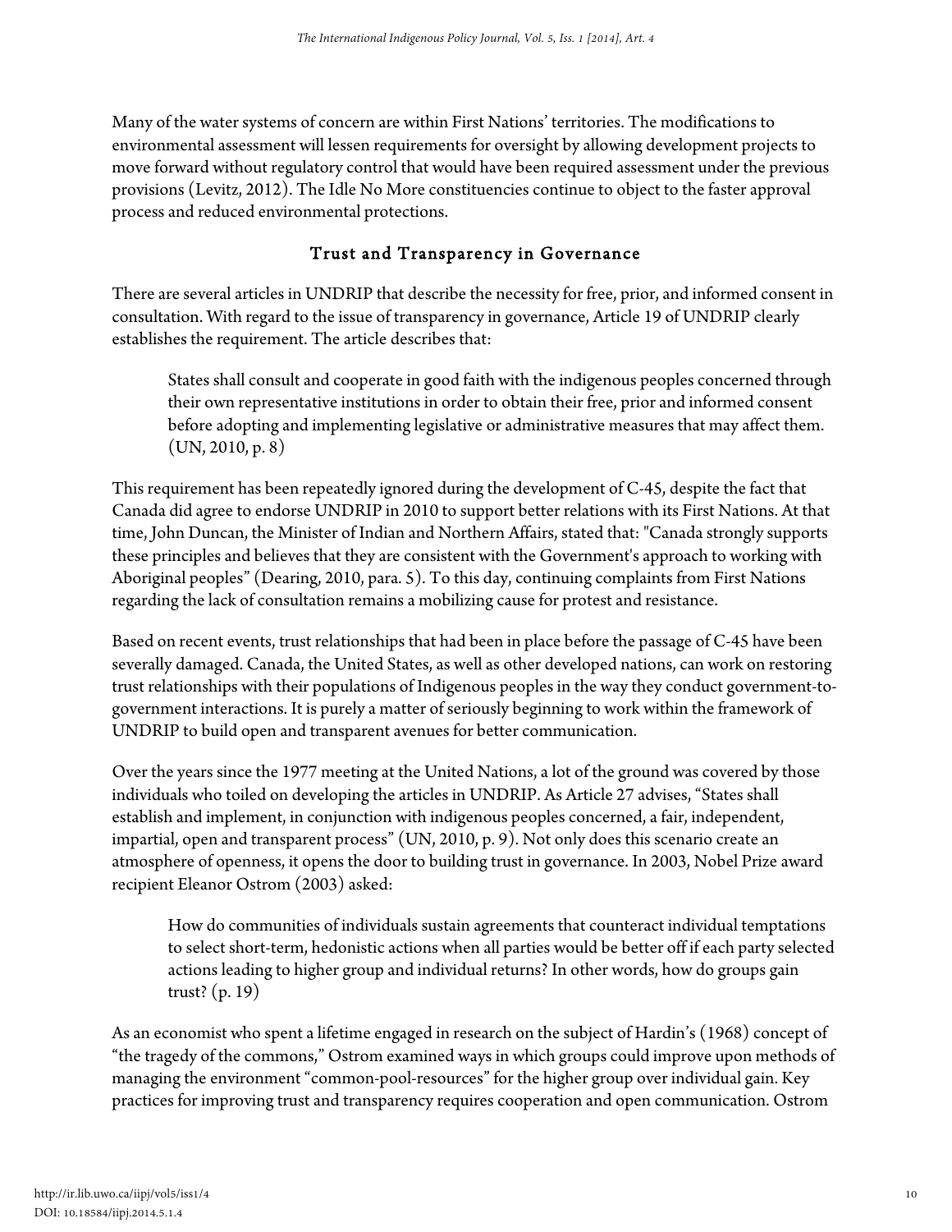Many of the water systems of concern are within First Nations' territories. The modifications to environmental assessment will lessen requirements for oversight by allowing development projects to move forward without regulatory control that would have been required assessment under the previous provisions (Levitz, 2012). The Idle No More constituencies continue to object to the faster approval process and reduced environmental protections.

## Trust and Transparency in Governance

There are several articles in UNDRIP that describe the necessity for free, prior, and informed consent in consultation. With regard to the issue of transparency in governance, Article 19 of UNDRIP clearly establishes the requirement. The article describes that:

> States shall consult and cooperate in good faith with the indigenous peoples concerned through their own representative institutions in order to obtain their free, prior and informed consent before adopting and implementing legislative or administrative measures that may affect them. (UN, 2010, p. 8)

This requirement has been repeatedly ignored during the development of C-45, despite the fact that Canada did agree to endorse UNDRIP in 2010 to support better relations with its First Nations. At that time, John Duncan, the Minister of Indian and Northern Affairs, stated that: "Canada strongly supports these principles and believes that they are consistent with the Government's approach to working with Aboriginal peoples" (Dearing, 2010, para. 5). To this day, continuing complaints from First Nations regarding the lack of consultation remains a mobilizing cause for protest and resistance.

Based on recent events, trust relationships that had been in place before the passage of C-45 have been severally damaged. Canada, the United States, as well as other developed nations, can work on restoring trust relationships with their populations of Indigenous peoples in the way they conduct government-to-government interactions. It is purely a matter of seriously beginning to work within the framework of UNDRIP to build open and transparent avenues for better communication.

Over the years since the 1977 meeting at the United Nations, a lot of the ground was covered by those individuals who toiled on developing the articles in UNDRIP. As Article 27 advises, "States shall establish and implement, in conjunction with indigenous peoples concerned, a fair, independent, impartial, open and transparent process" (UN, 2010, p. 9). Not only does this scenario create an atmosphere of openness, it opens the door to building trust in governance. In 2003, Nobel Prize award recipient Eleanor Ostrom (2003) asked:

> How do communities of individuals sustain agreements that counteract individual temptations to select short-term, hedonistic actions when all parties would be better off if each party selected actions leading to higher group and individual returns? In other words, how do groups gain trust? (p. 19)

As an economist who spent a lifetime engaged in research on the subject of Hardin's (1968) concept of "the tragedy of the commons," Ostrom examined ways in which groups could improve upon methods of managing the environment "common-pool-resources" for the higher group over individual gain. Key practices for improving trust and transparency requires cooperation and open communication. Ostrom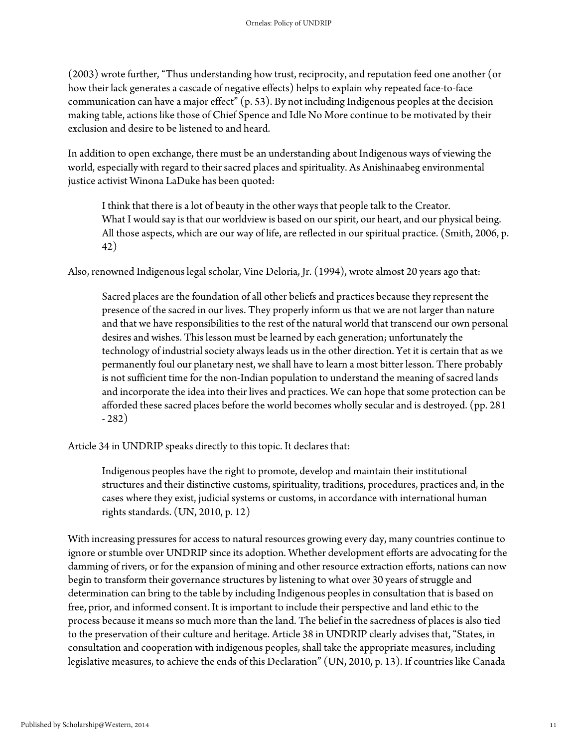(2003) wrote further, “Thus understanding how trust, reciprocity, and reputation feed one another (or how their lack generates a cascade of negative effects) helps to explain why repeated face-to-face communication can have a major effect” (p. 53). By not including Indigenous peoples at the decision making table, actions like those of Chief Spence and Idle No More continue to be motivated by their exclusion and desire to be listened to and heard.

In addition to open exchange, there must be an understanding about Indigenous ways of viewing the world, especially with regard to their sacred places and spirituality. As Anishinaabeg environmental justice activist Winona LaDuke has been quoted:

> I think that there is a lot of beauty in the other ways that people talk to the Creator. What I would say is that our worldview is based on our spirit, our heart, and our physical being. All those aspects, which are our way of life, are reflected in our spiritual practice. (Smith, 2006, p. 42)

Also, renowned Indigenous legal scholar, Vine Deloria, Jr. (1994), wrote almost 20 years ago that:

> Sacred places are the foundation of all other beliefs and practices because they represent the presence of the sacred in our lives. They properly inform us that we are not larger than nature and that we have responsibilities to the rest of the natural world that transcend our own personal desires and wishes. This lesson must be learned by each generation; unfortunately the technology of industrial society always leads us in the other direction. Yet it is certain that as we permanently foul our planetary nest, we shall have to learn a most bitter lesson. There probably is not sufficient time for the non-Indian population to understand the meaning of sacred lands and incorporate the idea into their lives and practices. We can hope that some protection can be afforded these sacred places before the world becomes wholly secular and is destroyed. (pp. 281 - 282)

Article 34 in UNDRIP speaks directly to this topic. It declares that:

> Indigenous peoples have the right to promote, develop and maintain their institutional structures and their distinctive customs, spirituality, traditions, procedures, practices and, in the cases where they exist, judicial systems or customs, in accordance with international human rights standards. (UN, 2010, p. 12)

With increasing pressures for access to natural resources growing every day, many countries continue to ignore or stumble over UNDRIP since its adoption. Whether development efforts are advocating for the damming of rivers, or for the expansion of mining and other resource extraction efforts, nations can now begin to transform their governance structures by listening to what over 30 years of struggle and determination can bring to the table by including Indigenous peoples in consultation that is based on free, prior, and informed consent. It is important to include their perspective and land ethic to the process because it means so much more than the land. The belief in the sacredness of places is also tied to the preservation of their culture and heritage. Article 38 in UNDRIP clearly advises that, “States, in consultation and cooperation with indigenous peoples, shall take the appropriate measures, including legislative measures, to achieve the ends of this Declaration” (UN, 2010, p. 13). If countries like Canada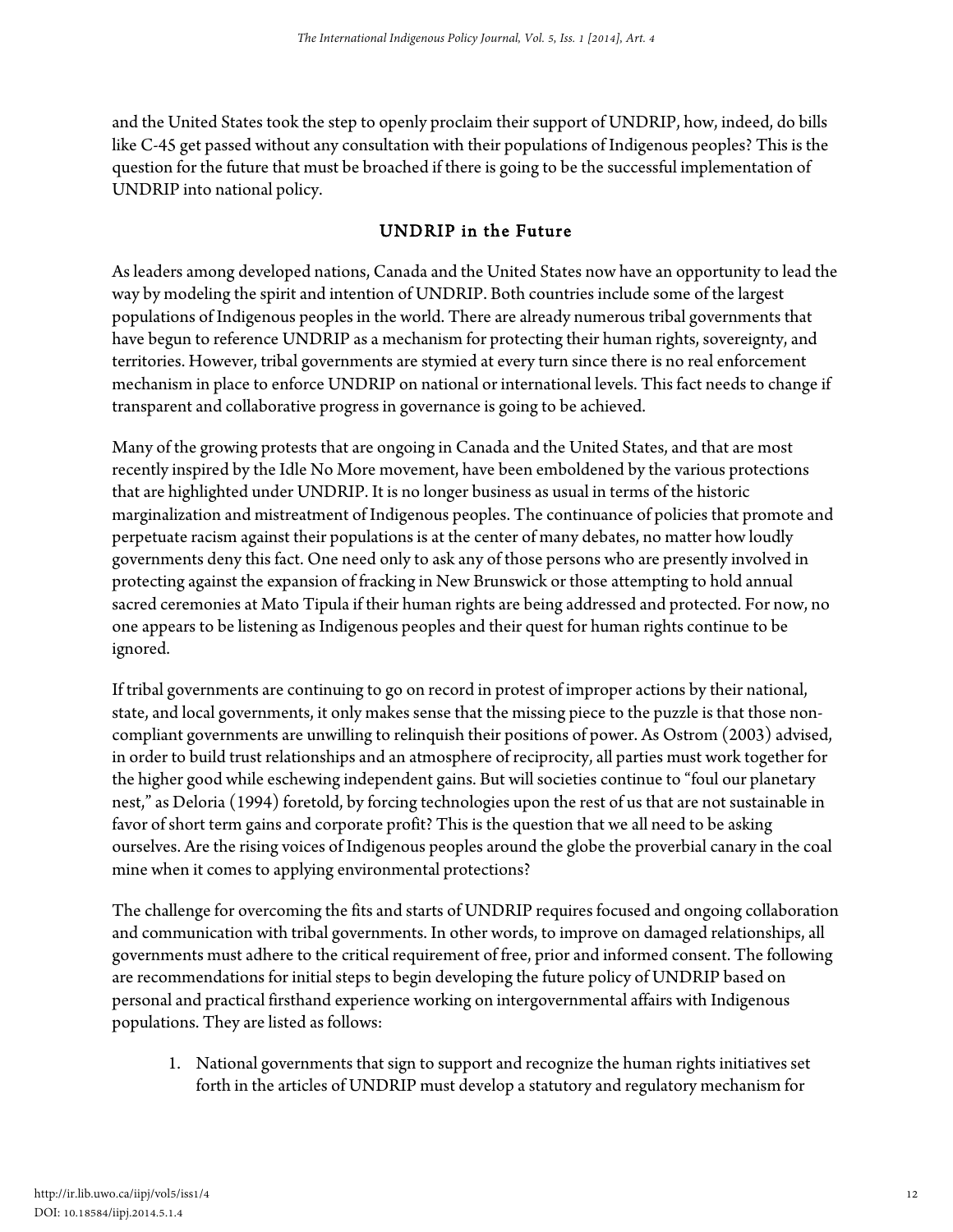and the United States took the step to openly proclaim their support of UNDRIP, how, indeed, do bills like C-45 get passed without any consultation with their populations of Indigenous peoples? This is the question for the future that must be broached if there is going to be the successful implementation of UNDRIP into national policy.

## UNDRIP in the Future

As leaders among developed nations, Canada and the United States now have an opportunity to lead the way by modeling the spirit and intention of UNDRIP. Both countries include some of the largest populations of Indigenous peoples in the world. There are already numerous tribal governments that have begun to reference UNDRIP as a mechanism for protecting their human rights, sovereignty, and territories. However, tribal governments are stymied at every turn since there is no real enforcement mechanism in place to enforce UNDRIP on national or international levels. This fact needs to change if transparent and collaborative progress in governance is going to be achieved.

Many of the growing protests that are ongoing in Canada and the United States, and that are most recently inspired by the Idle No More movement, have been emboldened by the various protections that are highlighted under UNDRIP. It is no longer business as usual in terms of the historic marginalization and mistreatment of Indigenous peoples. The continuance of policies that promote and perpetuate racism against their populations is at the center of many debates, no matter how loudly governments deny this fact. One need only to ask any of those persons who are presently involved in protecting against the expansion of fracking in New Brunswick or those attempting to hold annual sacred ceremonies at Mato Tipula if their human rights are being addressed and protected. For now, no one appears to be listening as Indigenous peoples and their quest for human rights continue to be ignored.

If tribal governments are continuing to go on record in protest of improper actions by their national, state, and local governments, it only makes sense that the missing piece to the puzzle is that those non-compliant governments are unwilling to relinquish their positions of power. As Ostrom (2003) advised, in order to build trust relationships and an atmosphere of reciprocity, all parties must work together for the higher good while eschewing independent gains. But will societies continue to "foul our planetary nest," as Deloria (1994) foretold, by forcing technologies upon the rest of us that are not sustainable in favor of short term gains and corporate profit? This is the question that we all need to be asking ourselves. Are the rising voices of Indigenous peoples around the globe the proverbial canary in the coal mine when it comes to applying environmental protections?

The challenge for overcoming the fits and starts of UNDRIP requires focused and ongoing collaboration and communication with tribal governments. In other words, to improve on damaged relationships, all governments must adhere to the critical requirement of free, prior and informed consent. The following are recommendations for initial steps to begin developing the future policy of UNDRIP based on personal and practical firsthand experience working on intergovernmental affairs with Indigenous populations. They are listed as follows:

1. National governments that sign to support and recognize the human rights initiatives set forth in the articles of UNDRIP must develop a statutory and regulatory mechanism for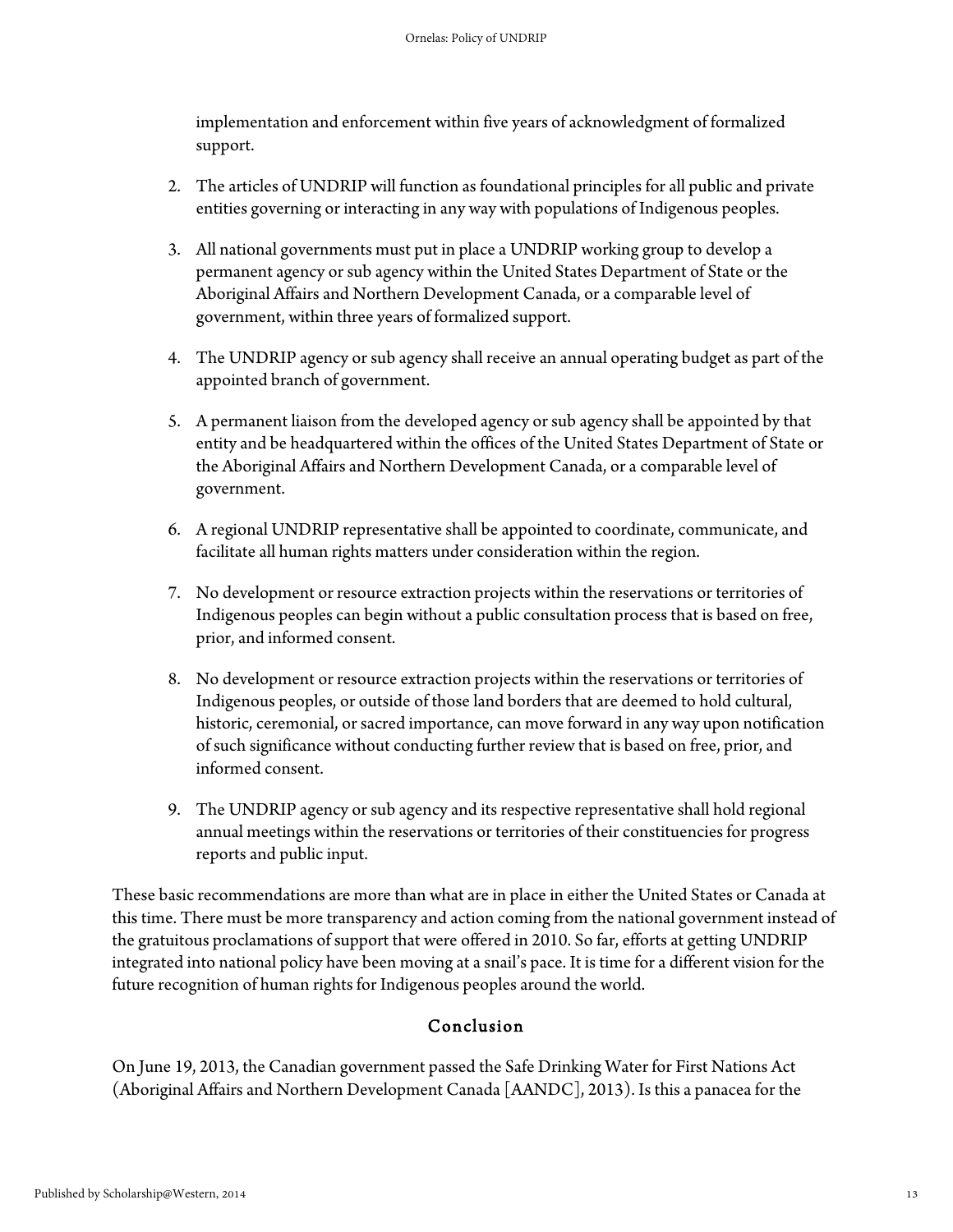implementation and enforcement within five years of acknowledgment of formalized support.

2. The articles of UNDRIP will function as foundational principles for all public and private entities governing or interacting in any way with populations of Indigenous peoples.

3. All national governments must put in place a UNDRIP working group to develop a permanent agency or sub agency within the United States Department of State or the Aboriginal Affairs and Northern Development Canada, or a comparable level of government, within three years of formalized support.

4. The UNDRIP agency or sub agency shall receive an annual operating budget as part of the appointed branch of government.

5. A permanent liaison from the developed agency or sub agency shall be appointed by that entity and be headquartered within the offices of the United States Department of State or the Aboriginal Affairs and Northern Development Canada, or a comparable level of government.

6. A regional UNDRIP representative shall be appointed to coordinate, communicate, and facilitate all human rights matters under consideration within the region.

7. No development or resource extraction projects within the reservations or territories of Indigenous peoples can begin without a public consultation process that is based on free, prior, and informed consent.

8. No development or resource extraction projects within the reservations or territories of Indigenous peoples, or outside of those land borders that are deemed to hold cultural, historic, ceremonial, or sacred importance, can move forward in any way upon notification of such significance without conducting further review that is based on free, prior, and informed consent.

9. The UNDRIP agency or sub agency and its respective representative shall hold regional annual meetings within the reservations or territories of their constituencies for progress reports and public input.

These basic recommendations are more than what are in place in either the United States or Canada at this time. There must be more transparency and action coming from the national government instead of the gratuitous proclamations of support that were offered in 2010. So far, efforts at getting UNDRIP integrated into national policy have been moving at a snail's pace. It is time for a different vision for the future recognition of human rights for Indigenous peoples around the world.

## Conclusion

On June 19, 2013, the Canadian government passed the Safe Drinking Water for First Nations Act (Aboriginal Affairs and Northern Development Canada [AANDC], 2013). Is this a panacea for the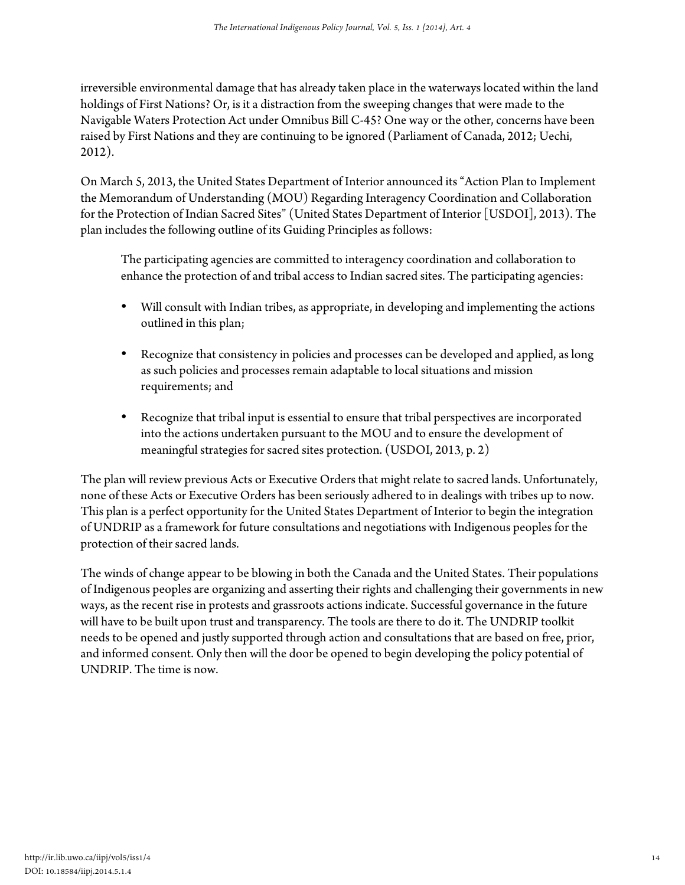irreversible environmental damage that has already taken place in the waterways located within the land holdings of First Nations? Or, is it a distraction from the sweeping changes that were made to the Navigable Waters Protection Act under Omnibus Bill C-45? One way or the other, concerns have been raised by First Nations and they are continuing to be ignored (Parliament of Canada, 2012; Uechi, 2012).

On March 5, 2013, the United States Department of Interior announced its "Action Plan to Implement the Memorandum of Understanding (MOU) Regarding Interagency Coordination and Collaboration for the Protection of Indian Sacred Sites" (United States Department of Interior [USDOI], 2013). The plan includes the following outline of its Guiding Principles as follows:

> The participating agencies are committed to interagency coordination and collaboration to enhance the protection of and tribal access to Indian sacred sites. The participating agencies:
>
> - Will consult with Indian tribes, as appropriate, in developing and implementing the actions outlined in this plan;
> - Recognize that consistency in policies and processes can be developed and applied, as long as such policies and processes remain adaptable to local situations and mission requirements; and
> - Recognize that tribal input is essential to ensure that tribal perspectives are incorporated into the actions undertaken pursuant to the MOU and to ensure the development of meaningful strategies for sacred sites protection. (USDOI, 2013, p. 2)

The plan will review previous Acts or Executive Orders that might relate to sacred lands. Unfortunately, none of these Acts or Executive Orders has been seriously adhered to in dealings with tribes up to now. This plan is a perfect opportunity for the United States Department of Interior to begin the integration of UNDRIP as a framework for future consultations and negotiations with Indigenous peoples for the protection of their sacred lands.

The winds of change appear to be blowing in both the Canada and the United States. Their populations of Indigenous peoples are organizing and asserting their rights and challenging their governments in new ways, as the recent rise in protests and grassroots actions indicate. Successful governance in the future will have to be built upon trust and transparency. The tools are there to do it. The UNDRIP toolkit needs to be opened and justly supported through action and consultations that are based on free, prior, and informed consent. Only then will the door be opened to begin developing the policy potential of UNDRIP. The time is now.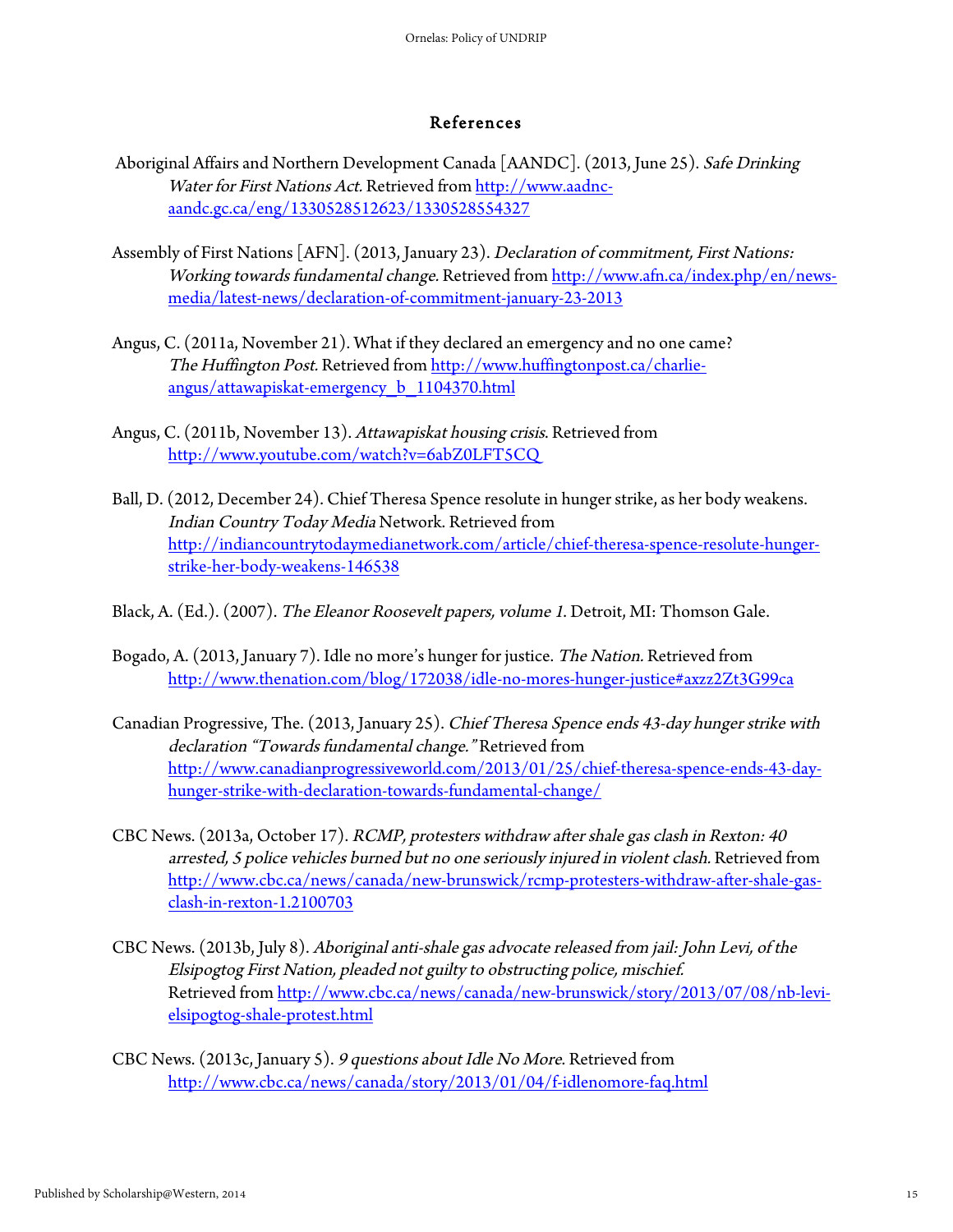## References

Aboriginal Affairs and Northern Development Canada [AANDC]. (2013, June 25). *Safe Drinking Water for First Nations Act.* Retrieved from http://www.aadnc-aandc.gc.ca/eng/1330528512623/1330528554327

Assembly of First Nations [AFN]. (2013, January 23). *Declaration of commitment, First Nations: Working towards fundamental change.* Retrieved from http://www.afn.ca/index.php/en/news-media/latest-news/declaration-of-commitment-january-23-2013

Angus, C. (2011a, November 21). What if they declared an emergency and no one came? *The Huffington Post.* Retrieved from http://www.huffingtonpost.ca/charlie-angus/attawapiskat-emergency_b_1104370.html

Angus, C. (2011b, November 13). *Attawapiskat housing crisis*. Retrieved from http://www.youtube.com/watch?v=6abZ0LFT5CQ

Ball, D. (2012, December 24). Chief Theresa Spence resolute in hunger strike, as her body weakens. *Indian Country Today Media* Network. Retrieved from http://indiancountrytodaymedianetwork.com/article/chief-theresa-spence-resolute-hunger-strike-her-body-weakens-146538

Black, A. (Ed.). (2007). *The Eleanor Roosevelt papers, volume 1.* Detroit, MI: Thomson Gale.

Bogado, A. (2013, January 7). Idle no more's hunger for justice. *The Nation.* Retrieved from http://www.thenation.com/blog/172038/idle-no-mores-hunger-justice#axzz2Zt3G99ca

Canadian Progressive, The. (2013, January 25). *Chief Theresa Spence ends 43-day hunger strike with declaration "Towards fundamental change."* Retrieved from http://www.canadianprogressiveworld.com/2013/01/25/chief-theresa-spence-ends-43-day-hunger-strike-with-declaration-towards-fundamental-change/

CBC News. (2013a, October 17). *RCMP, protesters withdraw after shale gas clash in Rexton: 40 arrested, 5 police vehicles burned but no one seriously injured in violent clash.* Retrieved from http://www.cbc.ca/news/canada/new-brunswick/rcmp-protesters-withdraw-after-shale-gas-clash-in-rexton-1.2100703

CBC News. (2013b, July 8). *Aboriginal anti-shale gas advocate released from jail: John Levi, of the Elsipogtog First Nation, pleaded not guilty to obstructing police, mischief.* Retrieved from http://www.cbc.ca/news/canada/new-brunswick/story/2013/07/08/nb-levi-elsipogtog-shale-protest.html

CBC News. (2013c, January 5). *9 questions about Idle No More.* Retrieved from http://www.cbc.ca/news/canada/story/2013/01/04/f-idlenomore-faq.html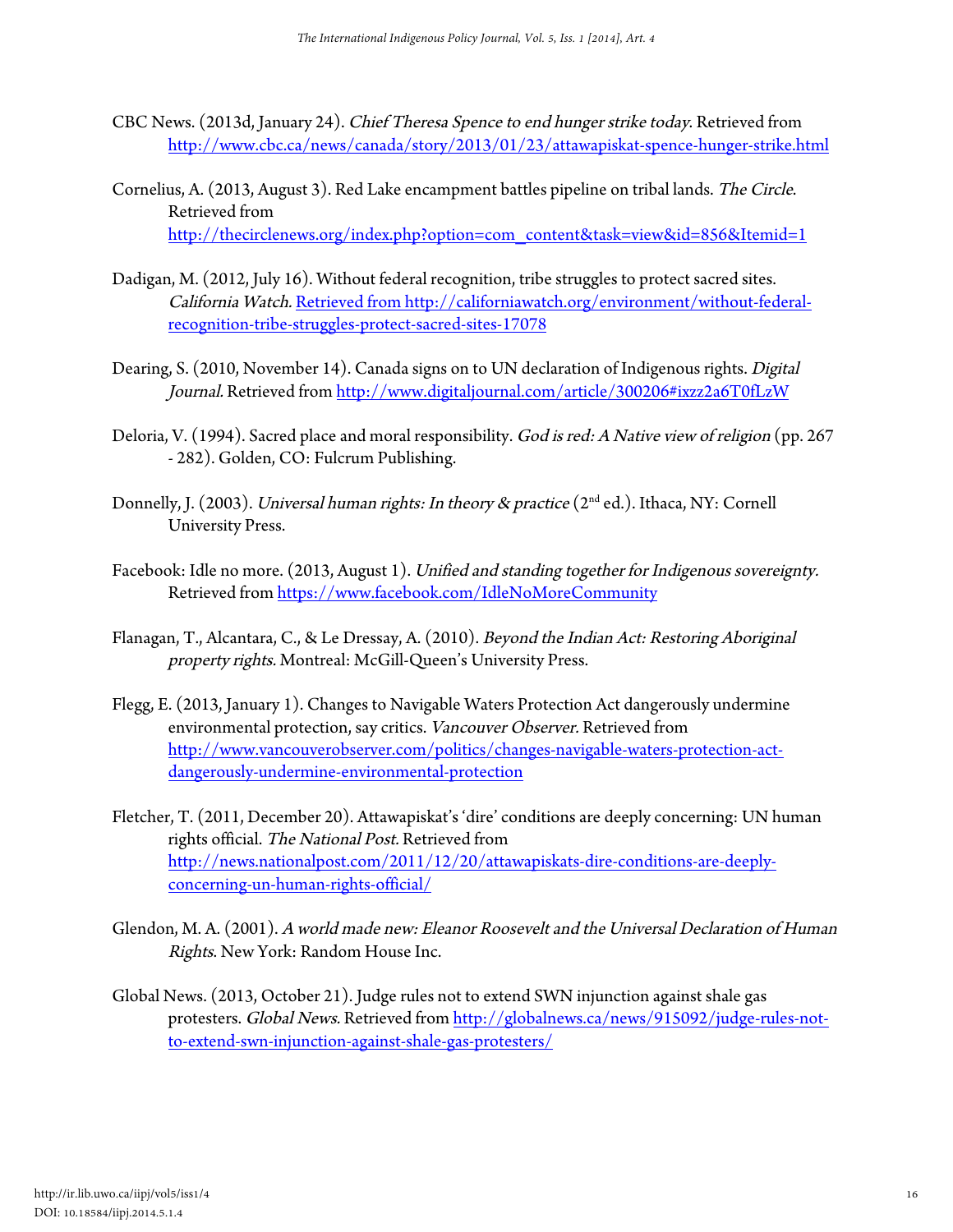CBC News. (2013d, January 24). *Chief Theresa Spence to end hunger strike today.* Retrieved from http://www.cbc.ca/news/canada/story/2013/01/23/attawapiskat-spence-hunger-strike.html

Cornelius, A. (2013, August 3). Red Lake encampment battles pipeline on tribal lands. *The Circle*. Retrieved from http://thecirclenews.org/index.php?option=com_content&task=view&id=856&Itemid=1

Dadigan, M. (2012, July 16). Without federal recognition, tribe struggles to protect sacred sites. *California Watch.* Retrieved from http://californiawatch.org/environment/without-federal-recognition-tribe-struggles-protect-sacred-sites-17078

Dearing, S. (2010, November 14). Canada signs on to UN declaration of Indigenous rights. *Digital Journal.* Retrieved from http://www.digitaljournal.com/article/300206#ixzz2a6T0fLzW

Deloria, V. (1994). Sacred place and moral responsibility. *God is red: A Native view of religion* (pp. 267 - 282). Golden, CO: Fulcrum Publishing.

Donnelly, J. (2003). *Universal human rights: In theory & practice* (2nd ed.). Ithaca, NY: Cornell University Press.

Facebook: Idle no more. (2013, August 1). *Unified and standing together for Indigenous sovereignty.* Retrieved from https://www.facebook.com/IdleNoMoreCommunity

Flanagan, T., Alcantara, C., & Le Dressay, A. (2010). *Beyond the Indian Act: Restoring Aboriginal property rights.* Montreal: McGill-Queen's University Press.

Flegg, E. (2013, January 1). Changes to Navigable Waters Protection Act dangerously undermine environmental protection, say critics. *Vancouver Observer.* Retrieved from http://www.vancouverobserver.com/politics/changes-navigable-waters-protection-act-dangerously-undermine-environmental-protection

Fletcher, T. (2011, December 20). Attawapiskat's 'dire' conditions are deeply concerning: UN human rights official. *The National Post.* Retrieved from http://news.nationalpost.com/2011/12/20/attawapiskats-dire-conditions-are-deeply-concerning-un-human-rights-official/

Glendon, M. A. (2001). *A world made new: Eleanor Roosevelt and the Universal Declaration of Human Rights.* New York: Random House Inc.

Global News. (2013, October 21). Judge rules not to extend SWN injunction against shale gas protesters. *Global News.* Retrieved from http://globalnews.ca/news/915092/judge-rules-not-to-extend-swn-injunction-against-shale-gas-protesters/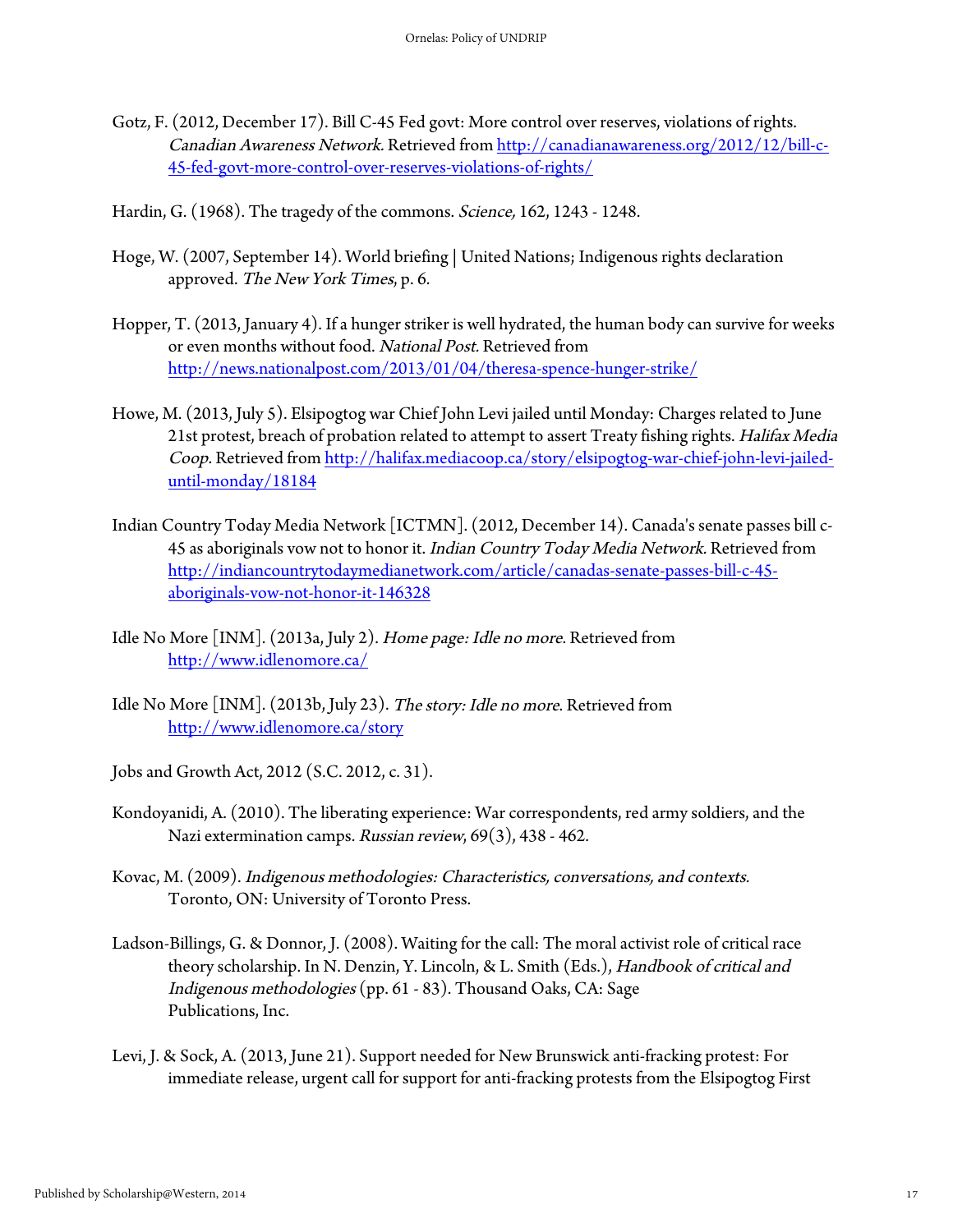Gotz, F. (2012, December 17). Bill C-45 Fed govt: More control over reserves, violations of rights. *Canadian Awareness Network*. Retrieved from http://canadianawareness.org/2012/12/bill-c-45-fed-govt-more-control-over-reserves-violations-of-rights/

Hardin, G. (1968). The tragedy of the commons. *Science*, 162, 1243 - 1248.

Hoge, W. (2007, September 14). World briefing | United Nations; Indigenous rights declaration approved. *The New York Times*, p. 6.

Hopper, T. (2013, January 4). If a hunger striker is well hydrated, the human body can survive for weeks or even months without food. *National Post*. Retrieved from http://news.nationalpost.com/2013/01/04/theresa-spence-hunger-strike/

Howe, M. (2013, July 5). Elsipogtog war Chief John Levi jailed until Monday: Charges related to June 21st protest, breach of probation related to attempt to assert Treaty fishing rights. *Halifax Media Coop*. Retrieved from http://halifax.mediacoop.ca/story/elsipogtog-war-chief-john-levi-jailed-until-monday/18184

Indian Country Today Media Network [ICTMN]. (2012, December 14). Canada's senate passes bill c-45 as aboriginals vow not to honor it. *Indian Country Today Media Network*. Retrieved from http://indiancountrytodaymedianetwork.com/article/canadas-senate-passes-bill-c-45-aboriginals-vow-not-honor-it-146328

Idle No More [INM]. (2013a, July 2). *Home page: Idle no more*. Retrieved from http://www.idlenomore.ca/

Idle No More [INM]. (2013b, July 23). *The story: Idle no more*. Retrieved from http://www.idlenomore.ca/story

Jobs and Growth Act, 2012 (S.C. 2012, c. 31).

Kondoyanidi, A. (2010). The liberating experience: War correspondents, red army soldiers, and the Nazi extermination camps. *Russian review*, 69(3), 438 - 462.

Kovac, M. (2009). *Indigenous methodologies: Characteristics, conversations, and contexts.* Toronto, ON: University of Toronto Press.

Ladson-Billings, G. & Donnor, J. (2008). Waiting for the call: The moral activist role of critical race theory scholarship. In N. Denzin, Y. Lincoln, & L. Smith (Eds.), *Handbook of critical and Indigenous methodologies* (pp. 61 - 83). Thousand Oaks, CA: Sage Publications, Inc.

Levi, J. & Sock, A. (2013, June 21). Support needed for New Brunswick anti-fracking protest: For immediate release, urgent call for support for anti-fracking protests from the Elsipogtog First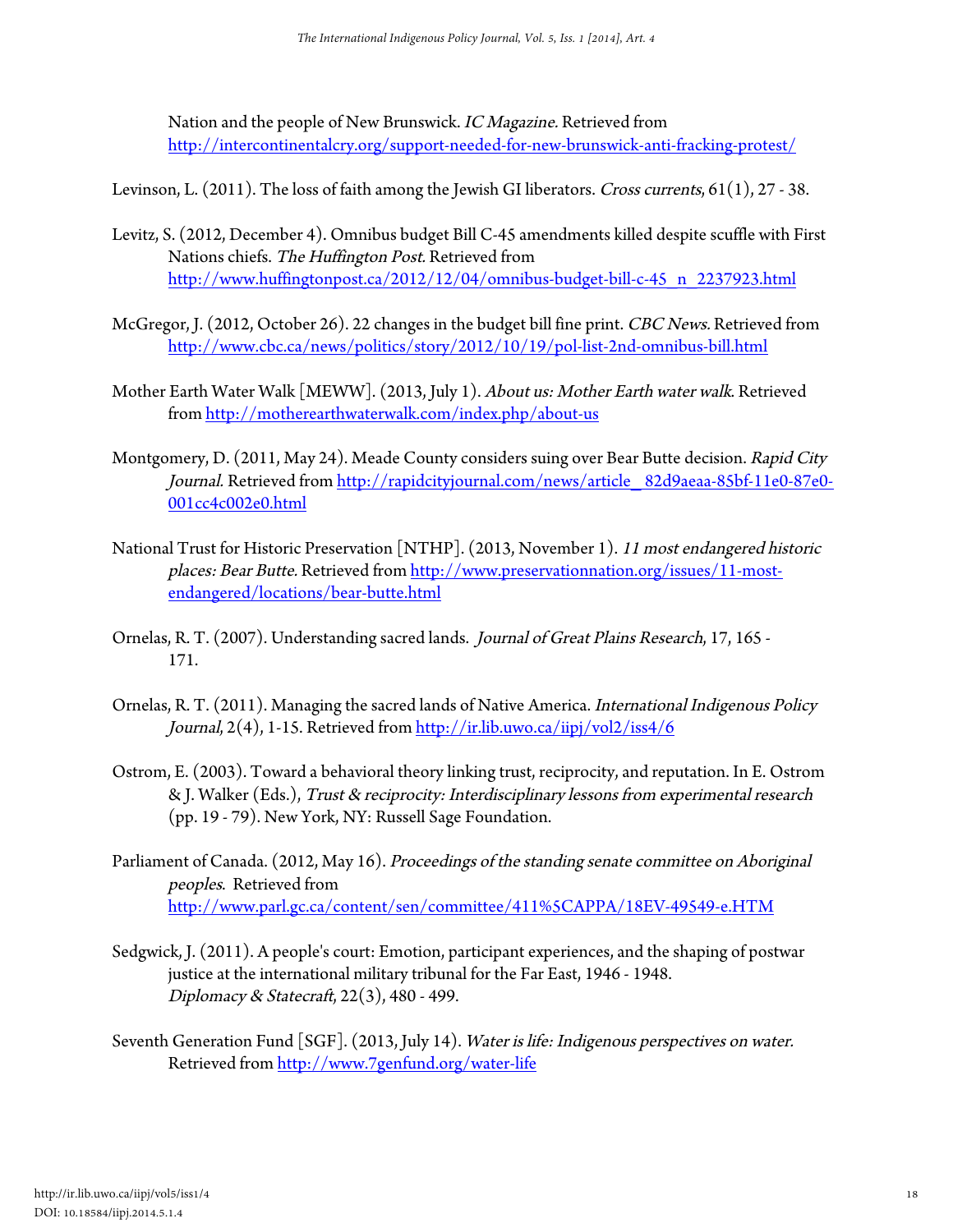Nation and the people of New Brunswick. *IC Magazine.* Retrieved from http://intercontinentalcry.org/support-needed-for-new-brunswick-anti-fracking-protest/

Levinson, L. (2011). The loss of faith among the Jewish GI liberators. *Cross currents*, 61(1), 27 - 38.

Levitz, S. (2012, December 4). Omnibus budget Bill C-45 amendments killed despite scuffle with First Nations chiefs. *The Huffington Post.* Retrieved from http://www.huffingtonpost.ca/2012/12/04/omnibus-budget-bill-c-45_n_2237923.html

McGregor, J. (2012, October 26). 22 changes in the budget bill fine print. *CBC News.* Retrieved from http://www.cbc.ca/news/politics/story/2012/10/19/pol-list-2nd-omnibus-bill.html

Mother Earth Water Walk [MEWW]. (2013, July 1). *About us: Mother Earth water walk.* Retrieved from http://motherearthwaterwalk.com/index.php/about-us

Montgomery, D. (2011, May 24). Meade County considers suing over Bear Butte decision. *Rapid City Journal.* Retrieved from http://rapidcityjournal.com/news/article_82d9aeaa-85bf-11e0-87e0-001cc4c002e0.html

National Trust for Historic Preservation [NTHP]. (2013, November 1). *11 most endangered historic places: Bear Butte.* Retrieved from http://www.preservationnation.org/issues/11-most-endangered/locations/bear-butte.html

Ornelas, R. T. (2007). Understanding sacred lands. *Journal of Great Plains Research*, 17, 165 - 171.

Ornelas, R. T. (2011). Managing the sacred lands of Native America. *International Indigenous Policy Journal*, 2(4), 1-15. Retrieved from http://ir.lib.uwo.ca/iipj/vol2/iss4/6

Ostrom, E. (2003). Toward a behavioral theory linking trust, reciprocity, and reputation. In E. Ostrom & J. Walker (Eds.), *Trust & reciprocity: Interdisciplinary lessons from experimental research* (pp. 19 - 79). New York, NY: Russell Sage Foundation.

Parliament of Canada. (2012, May 16). *Proceedings of the standing senate committee on Aboriginal peoples.* Retrieved from http://www.parl.gc.ca/content/sen/committee/411%5CAPPA/18EV-49549-e.HTM

Sedgwick, J. (2011). A people's court: Emotion, participant experiences, and the shaping of postwar justice at the international military tribunal for the Far East, 1946 - 1948. *Diplomacy & Statecraft*, 22(3), 480 - 499.

Seventh Generation Fund [SGF]. (2013, July 14). *Water is life: Indigenous perspectives on water.* Retrieved from http://www.7genfund.org/water-life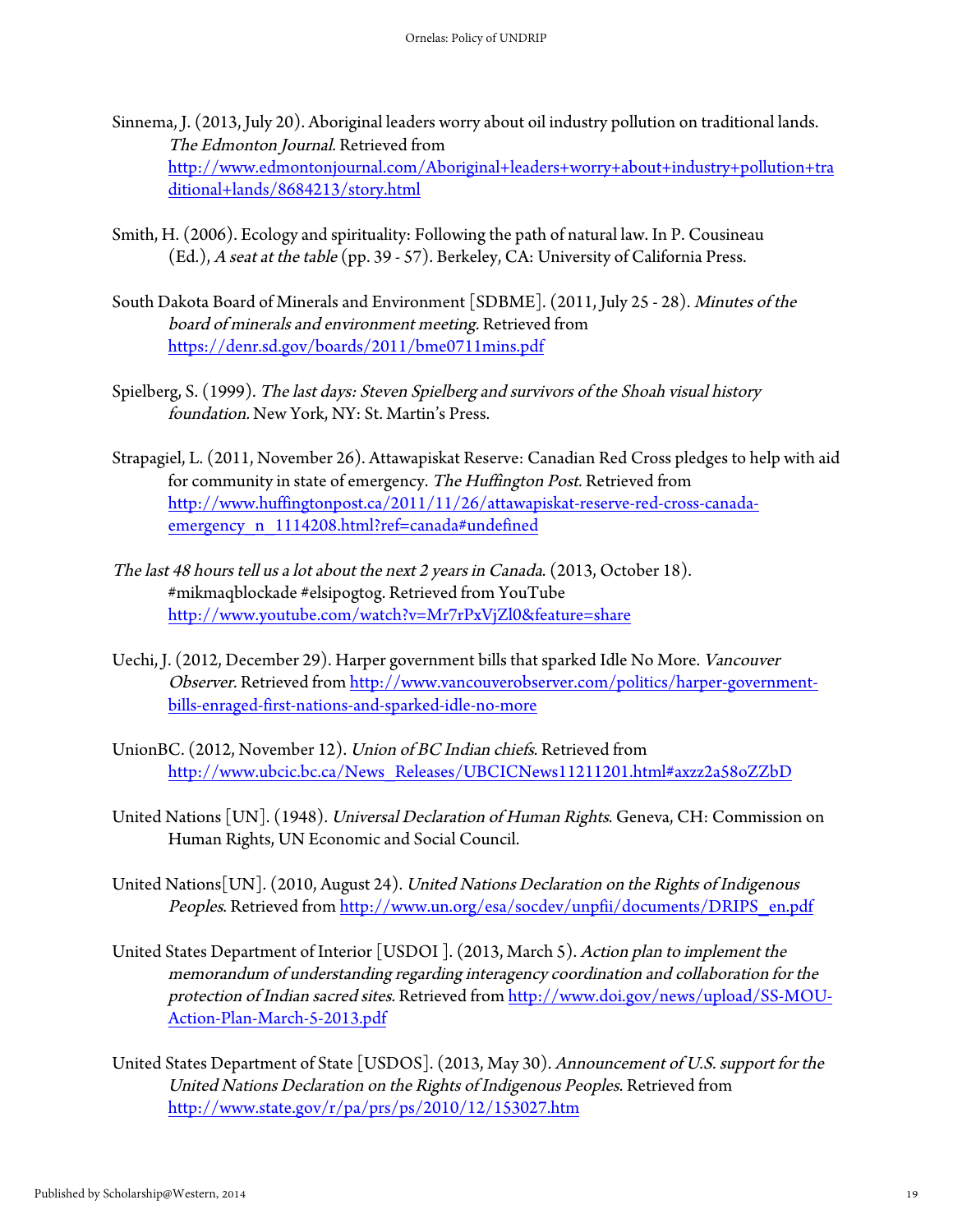Sinnema, J. (2013, July 20). Aboriginal leaders worry about oil industry pollution on traditional lands. *The Edmonton Journal.* Retrieved from http://www.edmontonjournal.com/Aboriginal+leaders+worry+about+industry+pollution+traditional+lands/8684213/story.html

Smith, H. (2006). Ecology and spirituality: Following the path of natural law. In P. Cousineau (Ed.), *A seat at the table* (pp. 39 - 57). Berkeley, CA: University of California Press.

South Dakota Board of Minerals and Environment [SDBME]. (2011, July 25 - 28). *Minutes of the board of minerals and environment meeting.* Retrieved from https://denr.sd.gov/boards/2011/bme0711mins.pdf

Spielberg, S. (1999). *The last days: Steven Spielberg and survivors of the Shoah visual history foundation.* New York, NY: St. Martin's Press.

Strapagiel, L. (2011, November 26). Attawapiskat Reserve: Canadian Red Cross pledges to help with aid for community in state of emergency. *The Huffington Post.* Retrieved from http://www.huffingtonpost.ca/2011/11/26/attawapiskat-reserve-red-cross-canada-emergency_n_1114208.html?ref=canada#undefined

*The last 48 hours tell us a lot about the next 2 years in Canada*. (2013, October 18). #mikmaqblockade #elsipogtog. Retrieved from YouTube http://www.youtube.com/watch?v=Mr7rPxVjZl0&feature=share

Uechi, J. (2012, December 29). Harper government bills that sparked Idle No More. *Vancouver Observer.* Retrieved from http://www.vancouverobserver.com/politics/harper-government-bills-enraged-first-nations-and-sparked-idle-no-more

UnionBC. (2012, November 12). *Union of BC Indian chiefs.* Retrieved from http://www.ubcic.bc.ca/News_Releases/UBCICNews11211201.html#axzz2a58oZZbD

United Nations [UN]. (1948). *Universal Declaration of Human Rights.* Geneva, CH: Commission on Human Rights, UN Economic and Social Council.

United Nations[UN]. (2010, August 24). *United Nations Declaration on the Rights of Indigenous Peoples*. Retrieved from http://www.un.org/esa/socdev/unpfii/documents/DRIPS_en.pdf

United States Department of Interior [USDOI ]. (2013, March 5). *Action plan to implement the memorandum of understanding regarding interagency coordination and collaboration for the protection of Indian sacred sites.* Retrieved from http://www.doi.gov/news/upload/SS-MOU-Action-Plan-March-5-2013.pdf

United States Department of State [USDOS]. (2013, May 30). *Announcement of U.S. support for the United Nations Declaration on the Rights of Indigenous Peoples.* Retrieved from http://www.state.gov/r/pa/prs/ps/2010/12/153027.htm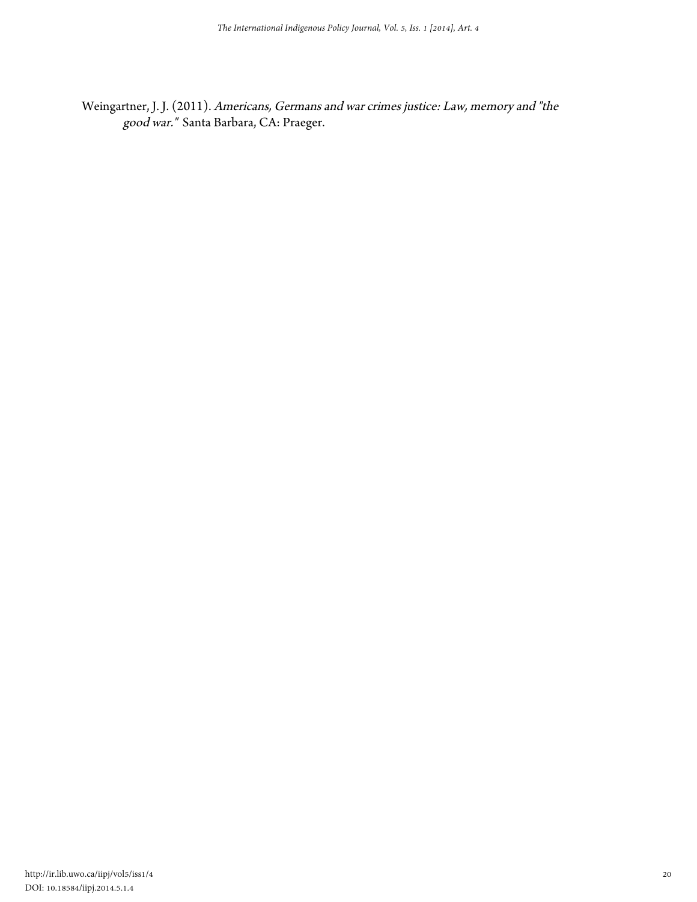Weingartner, J. J. (2011). *Americans, Germans and war crimes justice: Law, memory and "the good war."* Santa Barbara, CA: Praeger.